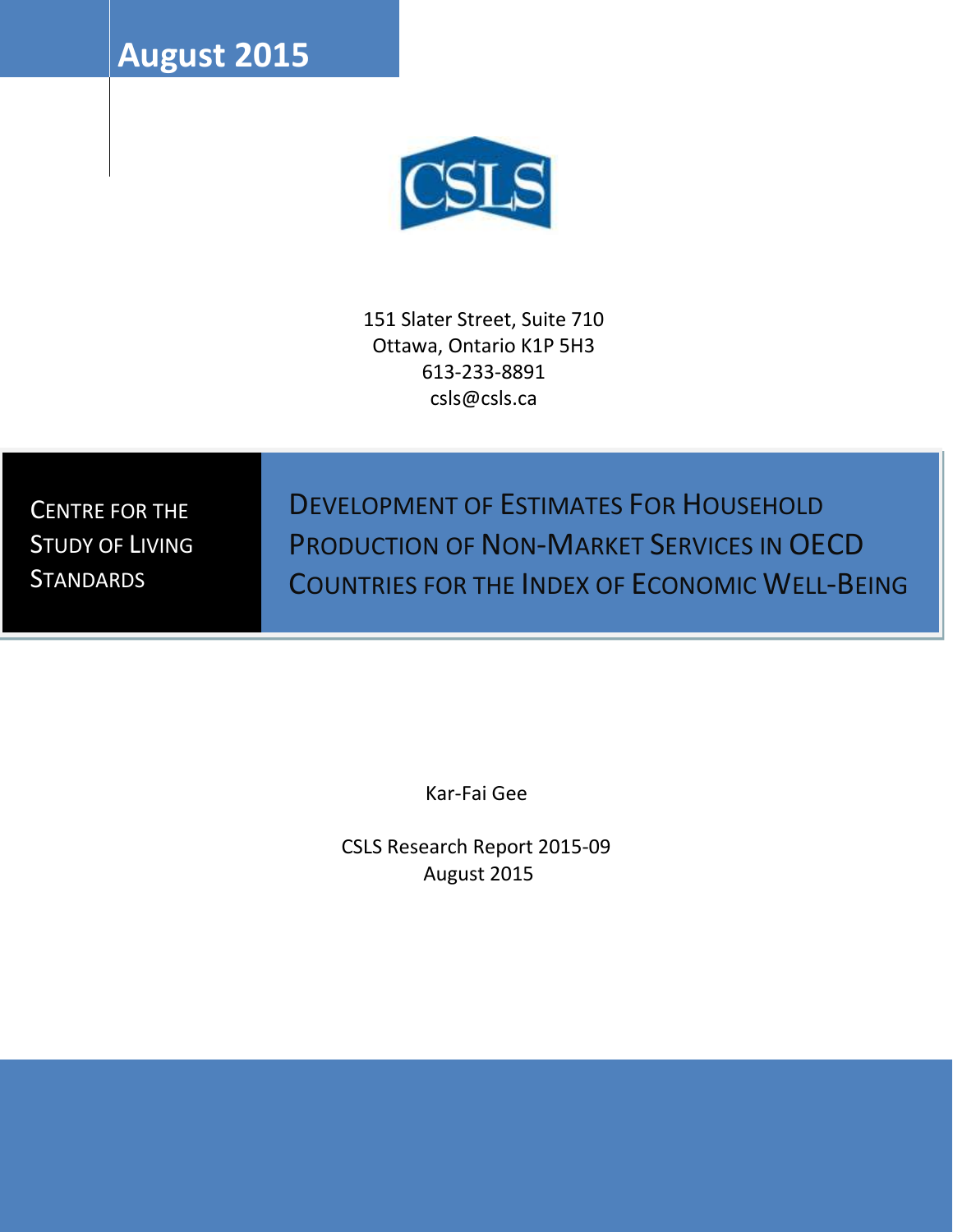August 2015

CSLS

151 Slater Street, Suite 710
Ottawa, Ontario K1P 5H3
613-233-8891
csls@csls.ca

CENTRE FOR THE STUDY OF LIVING STANDARDS

# DEVELOPMENT OF ESTIMATES FOR HOUSEHOLD PRODUCTION OF NON-MARKET SERVICES IN OECD COUNTRIES FOR THE INDEX OF ECONOMIC WELL-BEING

Kar-Fai Gee

CSLS Research Report 2015-09
August 2015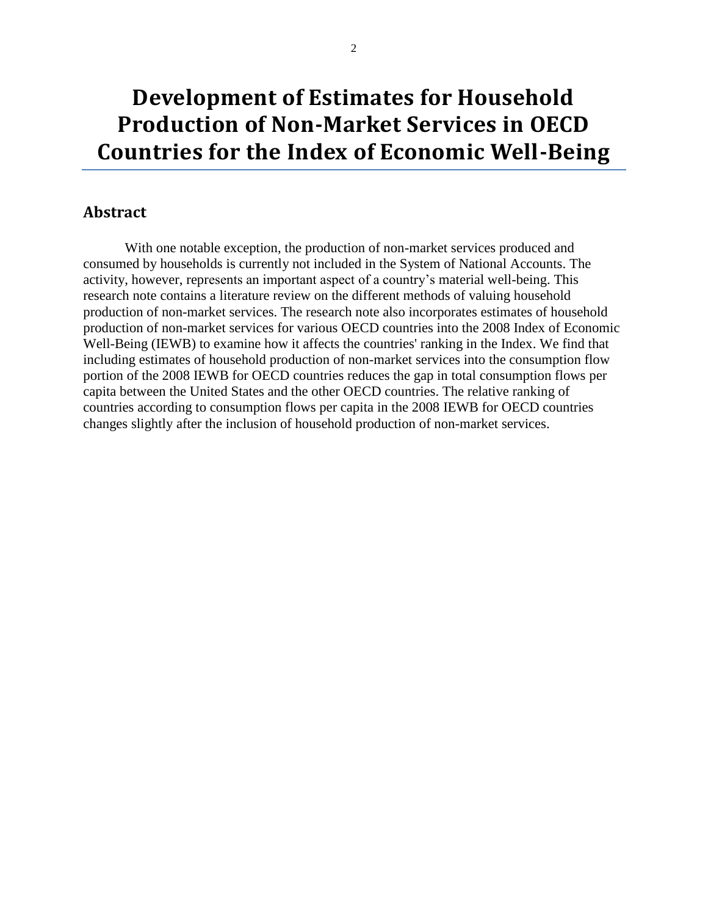# Development of Estimates for Household Production of Non-Market Services in OECD Countries for the Index of Economic Well-Being

## Abstract

With one notable exception, the production of non-market services produced and consumed by households is currently not included in the System of National Accounts. The activity, however, represents an important aspect of a country's material well-being. This research note contains a literature review on the different methods of valuing household production of non-market services. The research note also incorporates estimates of household production of non-market services for various OECD countries into the 2008 Index of Economic Well-Being (IEWB) to examine how it affects the countries' ranking in the Index. We find that including estimates of household production of non-market services into the consumption flow portion of the 2008 IEWB for OECD countries reduces the gap in total consumption flows per capita between the United States and the other OECD countries. The relative ranking of countries according to consumption flows per capita in the 2008 IEWB for OECD countries changes slightly after the inclusion of household production of non-market services.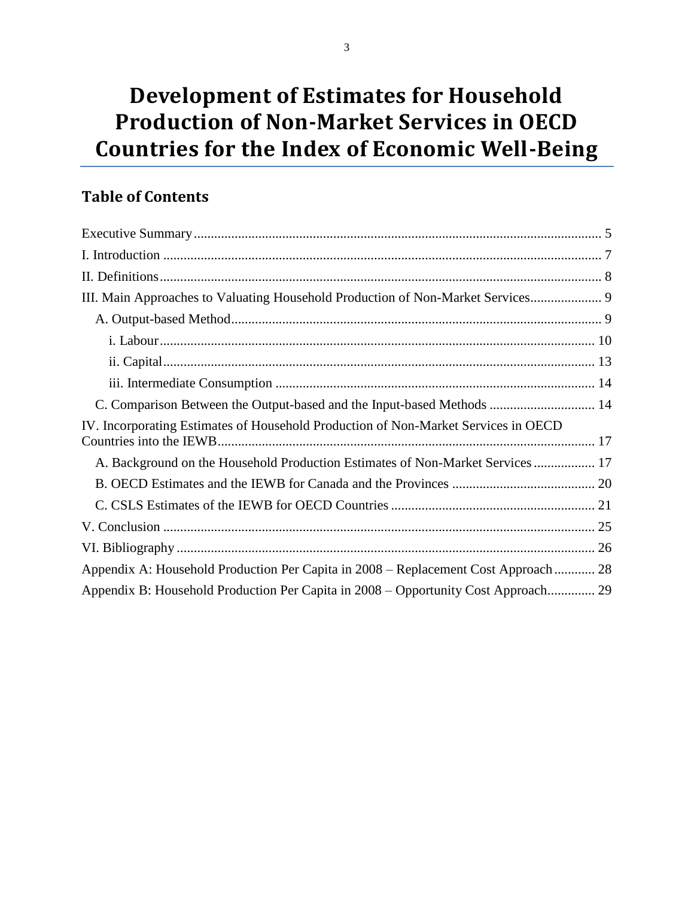# Development of Estimates for Household Production of Non-Market Services in OECD Countries for the Index of Economic Well-Being

## Table of Contents

Executive Summary ........................................................................................................ 5

I. Introduction ................................................................................................................ 7

II. Definitions ................................................................................................................. 8

III. Main Approaches to Valuating Household Production of Non-Market Services ..................... 9

- A. Output-based Method ............................................................................................ 9
  - i. Labour ................................................................................................................ 10
  - ii. Capital ............................................................................................................... 13
  - iii. Intermediate Consumption ............................................................................... 14
- C. Comparison Between the Output-based and the Input-based Methods ............................... 14

IV. Incorporating Estimates of Household Production of Non-Market Services in OECD Countries into the IEWB ............................................................................................... 17

- A. Background on the Household Production Estimates of Non-Market Services .................. 17
- B. OECD Estimates and the IEWB for Canada and the Provinces .......................................... 20
- C. CSLS Estimates of the IEWB for OECD Countries ............................................................ 21

V. Conclusion ............................................................................................................... 25

VI. Bibliography ........................................................................................................... 26

Appendix A: Household Production Per Capita in 2008 – Replacement Cost Approach ............ 28

Appendix B: Household Production Per Capita in 2008 – Opportunity Cost Approach.............. 29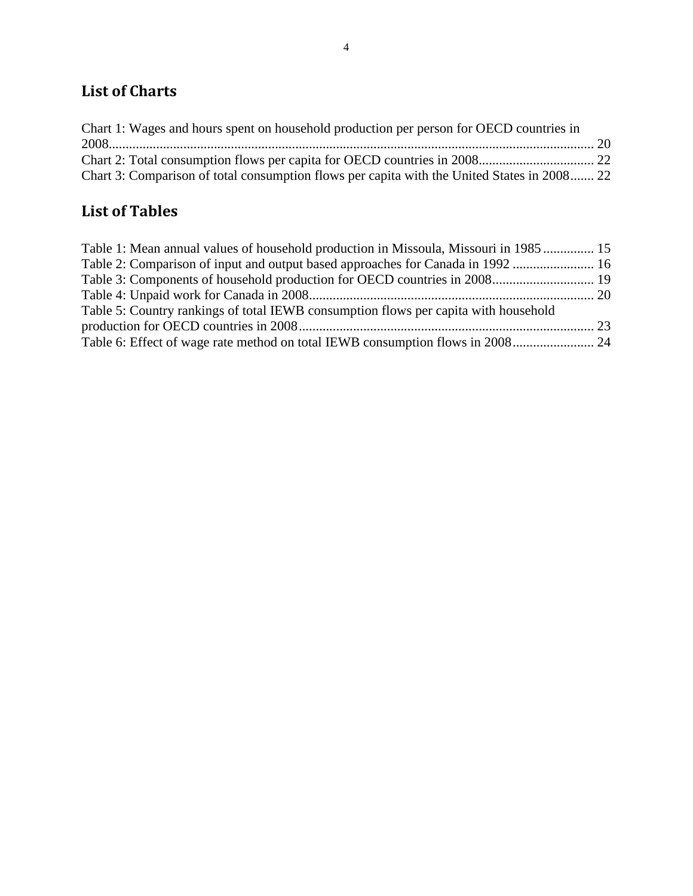## List of Charts

Chart 1: Wages and hours spent on household production per person for OECD countries in 2008........................................................................................................................................ 20
Chart 2: Total consumption flows per capita for OECD countries in 2008.................................. 22
Chart 3: Comparison of total consumption flows per capita with the United States in 2008....... 22

## List of Tables

Table 1: Mean annual values of household production in Missoula, Missouri in 1985 ............... 15
Table 2: Comparison of input and output based approaches for Canada in 1992 ........................ 16
Table 3: Components of household production for OECD countries in 2008.............................. 19
Table 4: Unpaid work for Canada in 2008.................................................................................... 20
Table 5: Country rankings of total IEWB consumption flows per capita with household production for OECD countries in 2008....................................................................................... 23
Table 6: Effect of wage rate method on total IEWB consumption flows in 2008........................ 24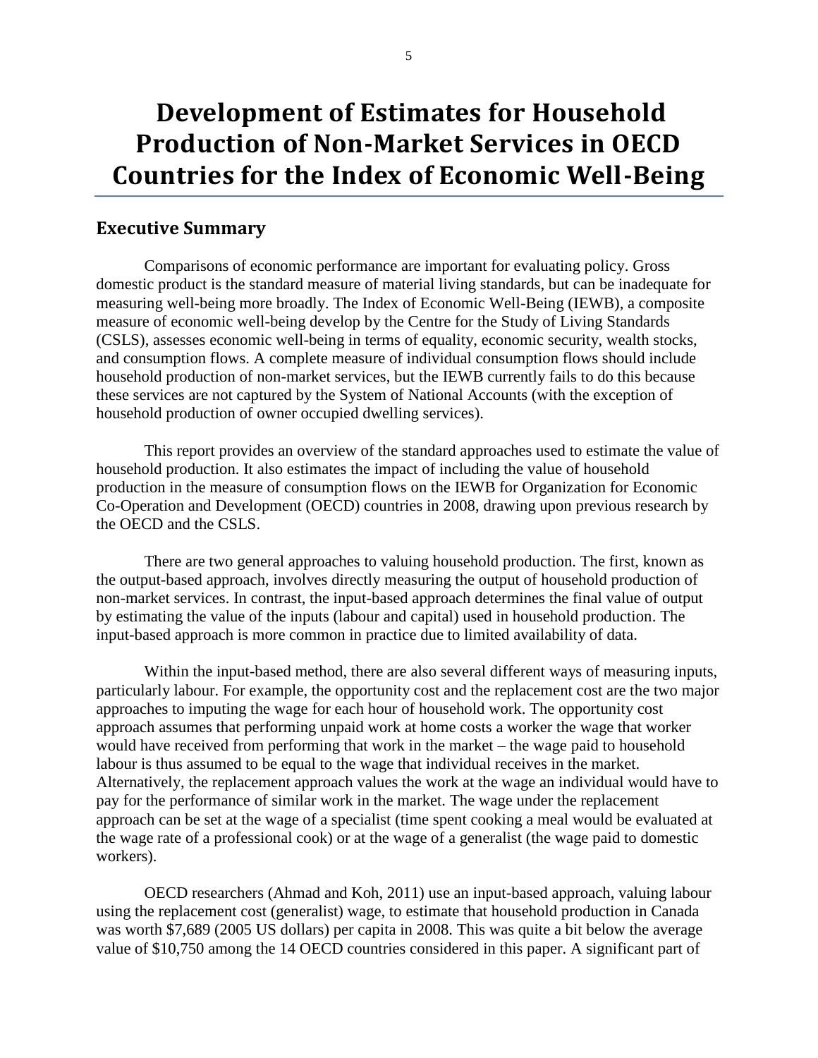# Development of Estimates for Household Production of Non-Market Services in OECD Countries for the Index of Economic Well-Being

## Executive Summary

Comparisons of economic performance are important for evaluating policy. Gross domestic product is the standard measure of material living standards, but can be inadequate for measuring well-being more broadly. The Index of Economic Well-Being (IEWB), a composite measure of economic well-being develop by the Centre for the Study of Living Standards (CSLS), assesses economic well-being in terms of equality, economic security, wealth stocks, and consumption flows. A complete measure of individual consumption flows should include household production of non-market services, but the IEWB currently fails to do this because these services are not captured by the System of National Accounts (with the exception of household production of owner occupied dwelling services).

This report provides an overview of the standard approaches used to estimate the value of household production. It also estimates the impact of including the value of household production in the measure of consumption flows on the IEWB for Organization for Economic Co-Operation and Development (OECD) countries in 2008, drawing upon previous research by the OECD and the CSLS.

There are two general approaches to valuing household production. The first, known as the output-based approach, involves directly measuring the output of household production of non-market services. In contrast, the input-based approach determines the final value of output by estimating the value of the inputs (labour and capital) used in household production. The input-based approach is more common in practice due to limited availability of data.

Within the input-based method, there are also several different ways of measuring inputs, particularly labour. For example, the opportunity cost and the replacement cost are the two major approaches to imputing the wage for each hour of household work. The opportunity cost approach assumes that performing unpaid work at home costs a worker the wage that worker would have received from performing that work in the market – the wage paid to household labour is thus assumed to be equal to the wage that individual receives in the market. Alternatively, the replacement approach values the work at the wage an individual would have to pay for the performance of similar work in the market. The wage under the replacement approach can be set at the wage of a specialist (time spent cooking a meal would be evaluated at the wage rate of a professional cook) or at the wage of a generalist (the wage paid to domestic workers).

OECD researchers (Ahmad and Koh, 2011) use an input-based approach, valuing labour using the replacement cost (generalist) wage, to estimate that household production in Canada was worth $7,689 (2005 US dollars) per capita in 2008. This was quite a bit below the average value of $10,750 among the 14 OECD countries considered in this paper. A significant part of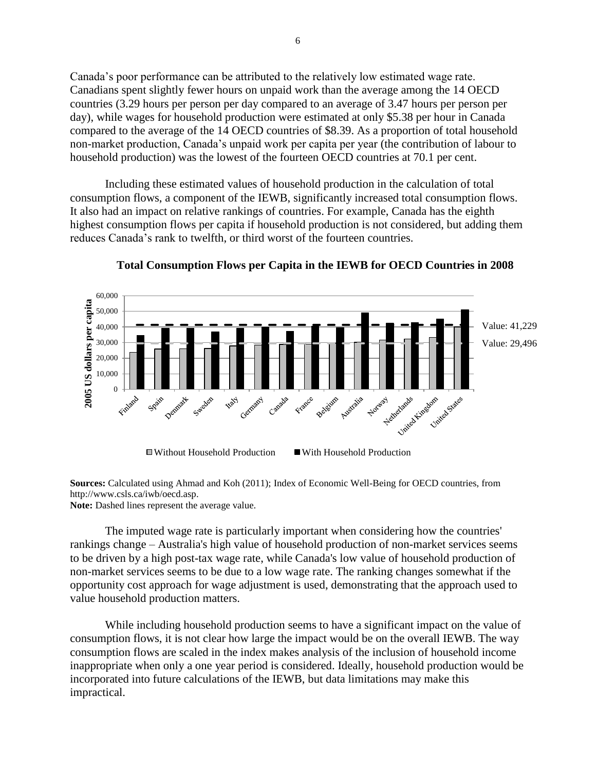Canada's poor performance can be attributed to the relatively low estimated wage rate. Canadians spent slightly fewer hours on unpaid work than the average among the 14 OECD countries (3.29 hours per person per day compared to an average of 3.47 hours per person per day), while wages for household production were estimated at only $5.38 per hour in Canada compared to the average of the 14 OECD countries of $8.39. As a proportion of total household non-market production, Canada's unpaid work per capita per year (the contribution of labour to household production) was the lowest of the fourteen OECD countries at 70.1 per cent.

Including these estimated values of household production in the calculation of total consumption flows, a component of the IEWB, significantly increased total consumption flows. It also had an impact on relative rankings of countries. For example, Canada has the eighth highest consumption flows per capita if household production is not considered, but adding them reduces Canada's rank to twelfth, or third worst of the fourteen countries.

**Total Consumption Flows per Capita in the IEWB for OECD Countries in 2008**

**Sources:** Calculated using Ahmad and Koh (2011); Index of Economic Well-Being for OECD countries, from http://www.csls.ca/iwb/oecd.asp.
**Note:** Dashed lines represent the average value.

The imputed wage rate is particularly important when considering how the countries' rankings change – Australia's high value of household production of non-market services seems to be driven by a high post-tax wage rate, while Canada's low value of household production of non-market services seems to be due to a low wage rate. The ranking changes somewhat if the opportunity cost approach for wage adjustment is used, demonstrating that the approach used to value household production matters.

While including household production seems to have a significant impact on the value of consumption flows, it is not clear how large the impact would be on the overall IEWB. The way consumption flows are scaled in the index makes analysis of the inclusion of household income inappropriate when only a one year period is considered. Ideally, household production would be incorporated into future calculations of the IEWB, but data limitations may make this impractical.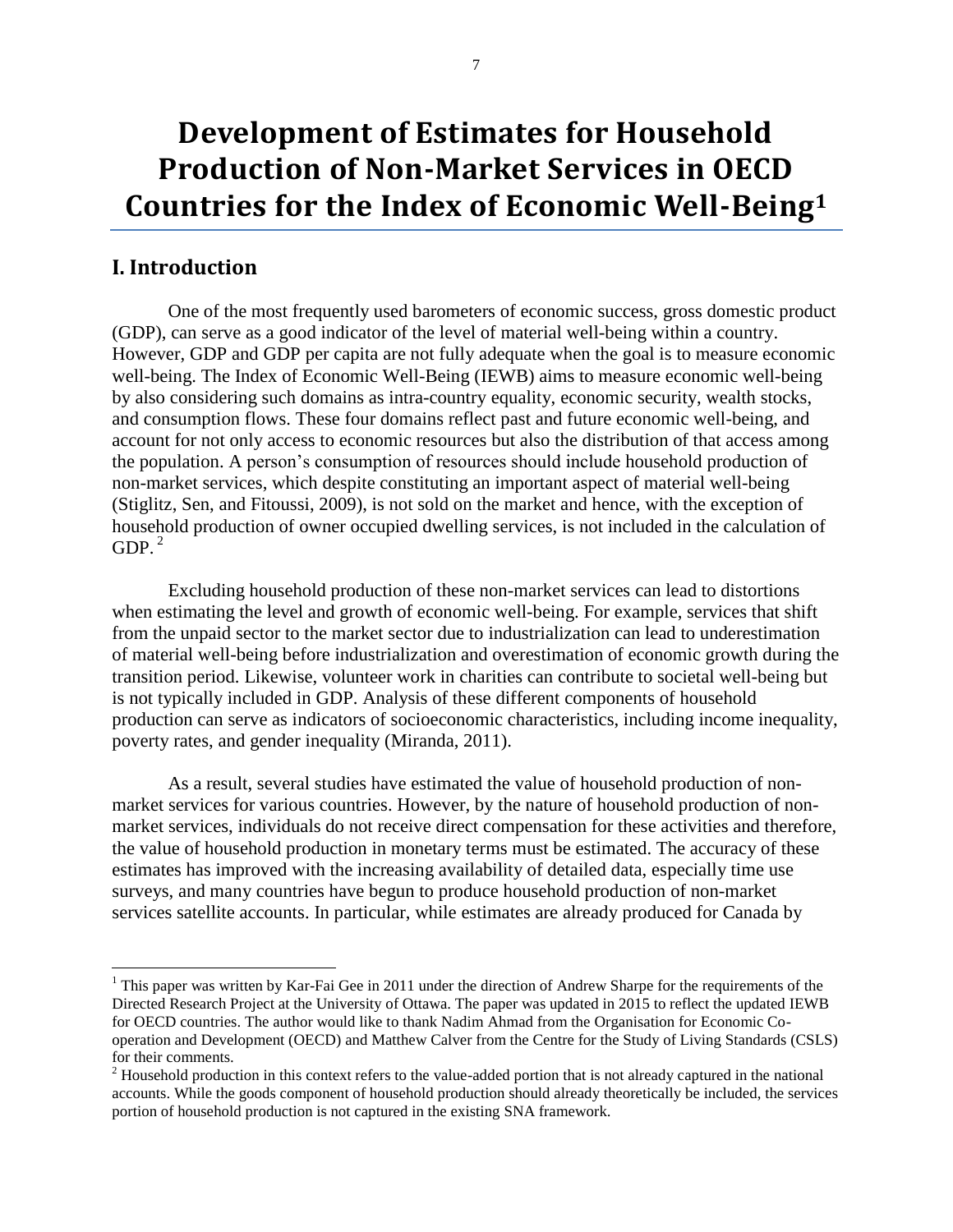# Development of Estimates for Household Production of Non-Market Services in OECD Countries for the Index of Economic Well-Being[1]

## I. Introduction

One of the most frequently used barometers of economic success, gross domestic product (GDP), can serve as a good indicator of the level of material well-being within a country. However, GDP and GDP per capita are not fully adequate when the goal is to measure economic well-being. The Index of Economic Well-Being (IEWB) aims to measure economic well-being by also considering such domains as intra-country equality, economic security, wealth stocks, and consumption flows. These four domains reflect past and future economic well-being, and account for not only access to economic resources but also the distribution of that access among the population. A person's consumption of resources should include household production of non-market services, which despite constituting an important aspect of material well-being (Stiglitz, Sen, and Fitoussi, 2009), is not sold on the market and hence, with the exception of household production of owner occupied dwelling services, is not included in the calculation of GDP.[2]

Excluding household production of these non-market services can lead to distortions when estimating the level and growth of economic well-being. For example, services that shift from the unpaid sector to the market sector due to industrialization can lead to underestimation of material well-being before industrialization and overestimation of economic growth during the transition period. Likewise, volunteer work in charities can contribute to societal well-being but is not typically included in GDP. Analysis of these different components of household production can serve as indicators of socioeconomic characteristics, including income inequality, poverty rates, and gender inequality (Miranda, 2011).

As a result, several studies have estimated the value of household production of non-market services for various countries. However, by the nature of household production of non-market services, individuals do not receive direct compensation for these activities and therefore, the value of household production in monetary terms must be estimated. The accuracy of these estimates has improved with the increasing availability of detailed data, especially time use surveys, and many countries have begun to produce household production of non-market services satellite accounts. In particular, while estimates are already produced for Canada by

---

[1] This paper was written by Kar-Fai Gee in 2011 under the direction of Andrew Sharpe for the requirements of the Directed Research Project at the University of Ottawa. The paper was updated in 2015 to reflect the updated IEWB for OECD countries. The author would like to thank Nadim Ahmad from the Organisation for Economic Co-operation and Development (OECD) and Matthew Calver from the Centre for the Study of Living Standards (CSLS) for their comments.

[2] Household production in this context refers to the value-added portion that is not already captured in the national accounts. While the goods component of household production should already theoretically be included, the services portion of household production is not captured in the existing SNA framework.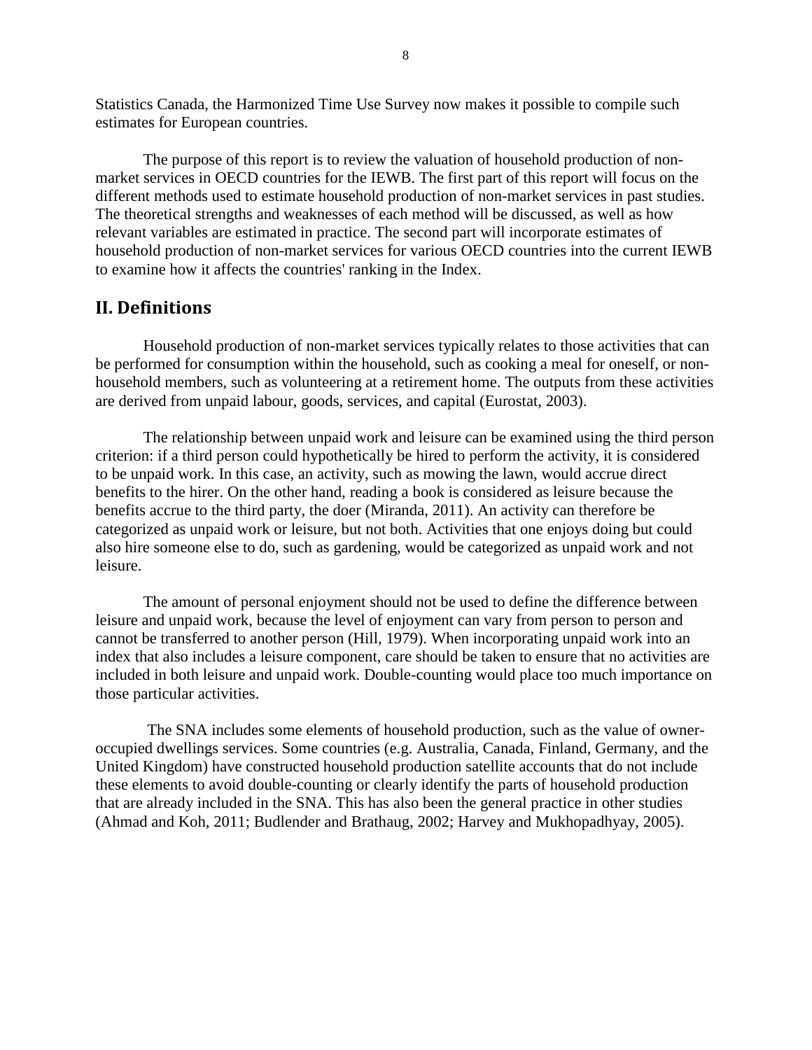Statistics Canada, the Harmonized Time Use Survey now makes it possible to compile such estimates for European countries.

The purpose of this report is to review the valuation of household production of non-market services in OECD countries for the IEWB. The first part of this report will focus on the different methods used to estimate household production of non-market services in past studies. The theoretical strengths and weaknesses of each method will be discussed, as well as how relevant variables are estimated in practice. The second part will incorporate estimates of household production of non-market services for various OECD countries into the current IEWB to examine how it affects the countries' ranking in the Index.

## II. Definitions

Household production of non-market services typically relates to those activities that can be performed for consumption within the household, such as cooking a meal for oneself, or non-household members, such as volunteering at a retirement home. The outputs from these activities are derived from unpaid labour, goods, services, and capital (Eurostat, 2003).

The relationship between unpaid work and leisure can be examined using the third person criterion: if a third person could hypothetically be hired to perform the activity, it is considered to be unpaid work. In this case, an activity, such as mowing the lawn, would accrue direct benefits to the hirer. On the other hand, reading a book is considered as leisure because the benefits accrue to the third party, the doer (Miranda, 2011). An activity can therefore be categorized as unpaid work or leisure, but not both. Activities that one enjoys doing but could also hire someone else to do, such as gardening, would be categorized as unpaid work and not leisure.

The amount of personal enjoyment should not be used to define the difference between leisure and unpaid work, because the level of enjoyment can vary from person to person and cannot be transferred to another person (Hill, 1979). When incorporating unpaid work into an index that also includes a leisure component, care should be taken to ensure that no activities are included in both leisure and unpaid work. Double-counting would place too much importance on those particular activities.

The SNA includes some elements of household production, such as the value of owner-occupied dwellings services. Some countries (e.g. Australia, Canada, Finland, Germany, and the United Kingdom) have constructed household production satellite accounts that do not include these elements to avoid double-counting or clearly identify the parts of household production that are already included in the SNA. This has also been the general practice in other studies (Ahmad and Koh, 2011; Budlender and Brathaug, 2002; Harvey and Mukhopadhyay, 2005).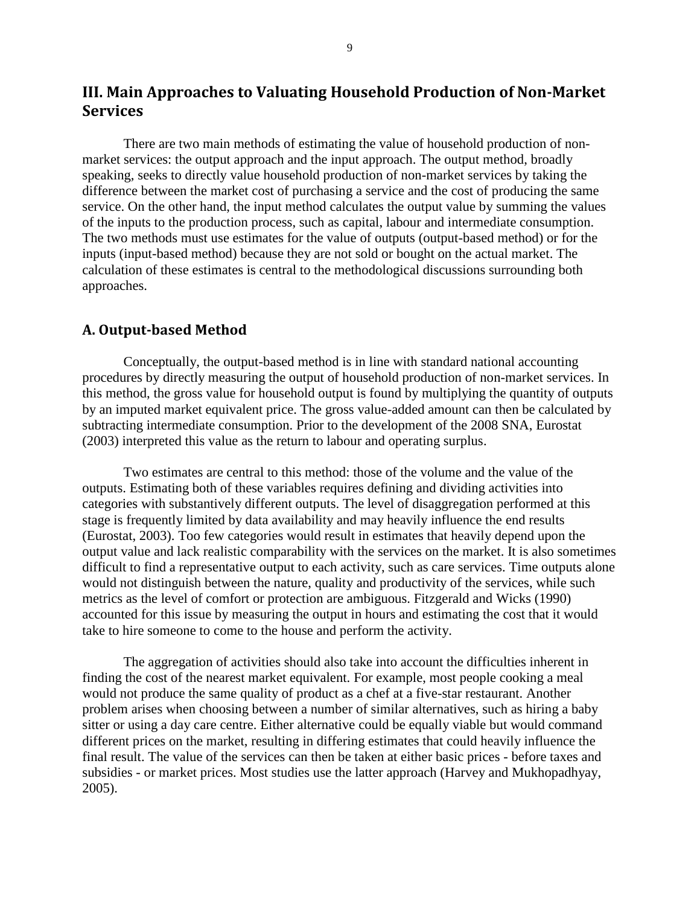## III. Main Approaches to Valuating Household Production of Non-Market Services

There are two main methods of estimating the value of household production of non-market services: the output approach and the input approach. The output method, broadly speaking, seeks to directly value household production of non-market services by taking the difference between the market cost of purchasing a service and the cost of producing the same service. On the other hand, the input method calculates the output value by summing the values of the inputs to the production process, such as capital, labour and intermediate consumption. The two methods must use estimates for the value of outputs (output-based method) or for the inputs (input-based method) because they are not sold or bought on the actual market. The calculation of these estimates is central to the methodological discussions surrounding both approaches.

### A. Output-based Method

Conceptually, the output-based method is in line with standard national accounting procedures by directly measuring the output of household production of non-market services. In this method, the gross value for household output is found by multiplying the quantity of outputs by an imputed market equivalent price. The gross value-added amount can then be calculated by subtracting intermediate consumption. Prior to the development of the 2008 SNA, Eurostat (2003) interpreted this value as the return to labour and operating surplus.

Two estimates are central to this method: those of the volume and the value of the outputs. Estimating both of these variables requires defining and dividing activities into categories with substantively different outputs. The level of disaggregation performed at this stage is frequently limited by data availability and may heavily influence the end results (Eurostat, 2003). Too few categories would result in estimates that heavily depend upon the output value and lack realistic comparability with the services on the market. It is also sometimes difficult to find a representative output to each activity, such as care services. Time outputs alone would not distinguish between the nature, quality and productivity of the services, while such metrics as the level of comfort or protection are ambiguous. Fitzgerald and Wicks (1990) accounted for this issue by measuring the output in hours and estimating the cost that it would take to hire someone to come to the house and perform the activity.

The aggregation of activities should also take into account the difficulties inherent in finding the cost of the nearest market equivalent. For example, most people cooking a meal would not produce the same quality of product as a chef at a five-star restaurant. Another problem arises when choosing between a number of similar alternatives, such as hiring a baby sitter or using a day care centre. Either alternative could be equally viable but would command different prices on the market, resulting in differing estimates that could heavily influence the final result. The value of the services can then be taken at either basic prices - before taxes and subsidies - or market prices. Most studies use the latter approach (Harvey and Mukhopadhyay, 2005).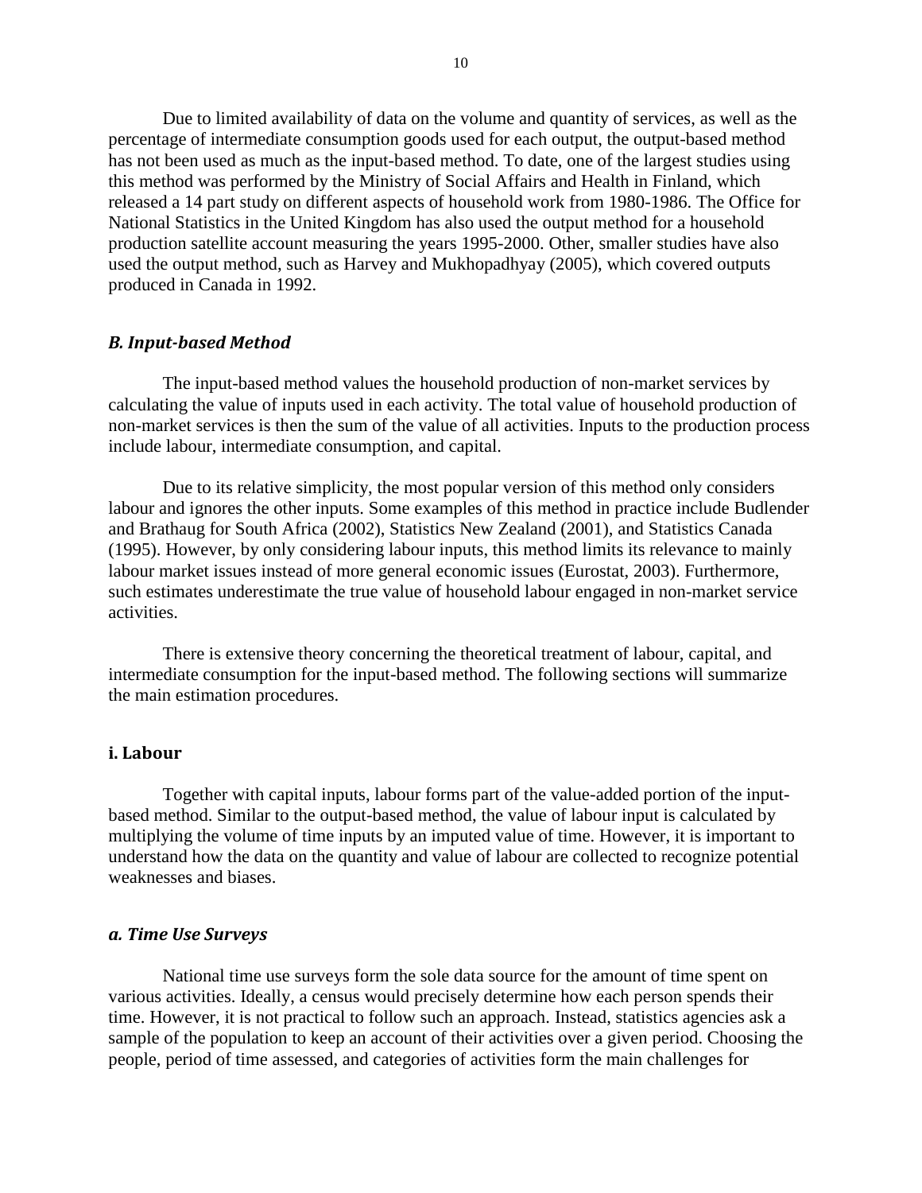Due to limited availability of data on the volume and quantity of services, as well as the percentage of intermediate consumption goods used for each output, the output-based method has not been used as much as the input-based method. To date, one of the largest studies using this method was performed by the Ministry of Social Affairs and Health in Finland, which released a 14 part study on different aspects of household work from 1980-1986. The Office for National Statistics in the United Kingdom has also used the output method for a household production satellite account measuring the years 1995-2000. Other, smaller studies have also used the output method, such as Harvey and Mukhopadhyay (2005), which covered outputs produced in Canada in 1992.

### *B. Input-based Method*

The input-based method values the household production of non-market services by calculating the value of inputs used in each activity. The total value of household production of non-market services is then the sum of the value of all activities. Inputs to the production process include labour, intermediate consumption, and capital.

Due to its relative simplicity, the most popular version of this method only considers labour and ignores the other inputs. Some examples of this method in practice include Budlender and Brathaug for South Africa (2002), Statistics New Zealand (2001), and Statistics Canada (1995). However, by only considering labour inputs, this method limits its relevance to mainly labour market issues instead of more general economic issues (Eurostat, 2003). Furthermore, such estimates underestimate the true value of household labour engaged in non-market service activities.

There is extensive theory concerning the theoretical treatment of labour, capital, and intermediate consumption for the input-based method. The following sections will summarize the main estimation procedures.

#### i. Labour

Together with capital inputs, labour forms part of the value-added portion of the input-based method. Similar to the output-based method, the value of labour input is calculated by multiplying the volume of time inputs by an imputed value of time. However, it is important to understand how the data on the quantity and value of labour are collected to recognize potential weaknesses and biases.

#### *a. Time Use Surveys*

National time use surveys form the sole data source for the amount of time spent on various activities. Ideally, a census would precisely determine how each person spends their time. However, it is not practical to follow such an approach. Instead, statistics agencies ask a sample of the population to keep an account of their activities over a given period. Choosing the people, period of time assessed, and categories of activities form the main challenges for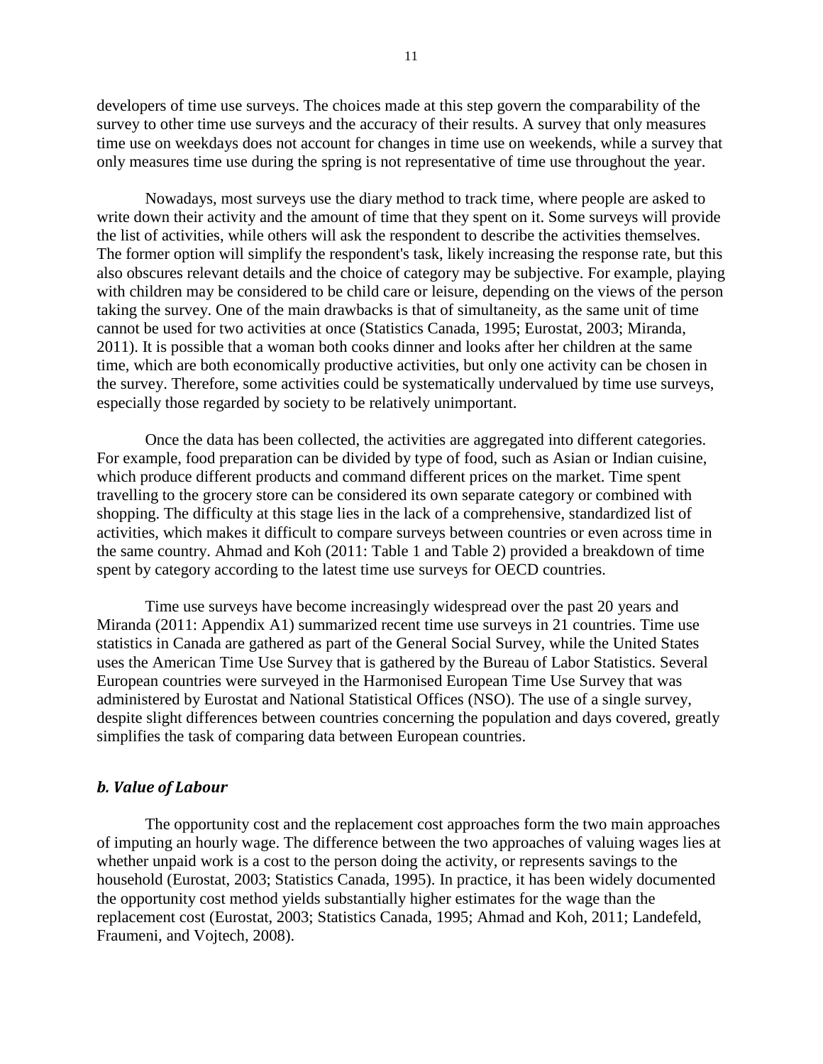developers of time use surveys. The choices made at this step govern the comparability of the survey to other time use surveys and the accuracy of their results. A survey that only measures time use on weekdays does not account for changes in time use on weekends, while a survey that only measures time use during the spring is not representative of time use throughout the year.

Nowadays, most surveys use the diary method to track time, where people are asked to write down their activity and the amount of time that they spent on it. Some surveys will provide the list of activities, while others will ask the respondent to describe the activities themselves. The former option will simplify the respondent's task, likely increasing the response rate, but this also obscures relevant details and the choice of category may be subjective. For example, playing with children may be considered to be child care or leisure, depending on the views of the person taking the survey. One of the main drawbacks is that of simultaneity, as the same unit of time cannot be used for two activities at once (Statistics Canada, 1995; Eurostat, 2003; Miranda, 2011). It is possible that a woman both cooks dinner and looks after her children at the same time, which are both economically productive activities, but only one activity can be chosen in the survey. Therefore, some activities could be systematically undervalued by time use surveys, especially those regarded by society to be relatively unimportant.

Once the data has been collected, the activities are aggregated into different categories. For example, food preparation can be divided by type of food, such as Asian or Indian cuisine, which produce different products and command different prices on the market. Time spent travelling to the grocery store can be considered its own separate category or combined with shopping. The difficulty at this stage lies in the lack of a comprehensive, standardized list of activities, which makes it difficult to compare surveys between countries or even across time in the same country. Ahmad and Koh (2011: Table 1 and Table 2) provided a breakdown of time spent by category according to the latest time use surveys for OECD countries.

Time use surveys have become increasingly widespread over the past 20 years and Miranda (2011: Appendix A1) summarized recent time use surveys in 21 countries. Time use statistics in Canada are gathered as part of the General Social Survey, while the United States uses the American Time Use Survey that is gathered by the Bureau of Labor Statistics. Several European countries were surveyed in the Harmonised European Time Use Survey that was administered by Eurostat and National Statistical Offices (NSO). The use of a single survey, despite slight differences between countries concerning the population and days covered, greatly simplifies the task of comparing data between European countries.

### *b. Value of Labour*

The opportunity cost and the replacement cost approaches form the two main approaches of imputing an hourly wage. The difference between the two approaches of valuing wages lies at whether unpaid work is a cost to the person doing the activity, or represents savings to the household (Eurostat, 2003; Statistics Canada, 1995). In practice, it has been widely documented the opportunity cost method yields substantially higher estimates for the wage than the replacement cost (Eurostat, 2003; Statistics Canada, 1995; Ahmad and Koh, 2011; Landefeld, Fraumeni, and Vojtech, 2008).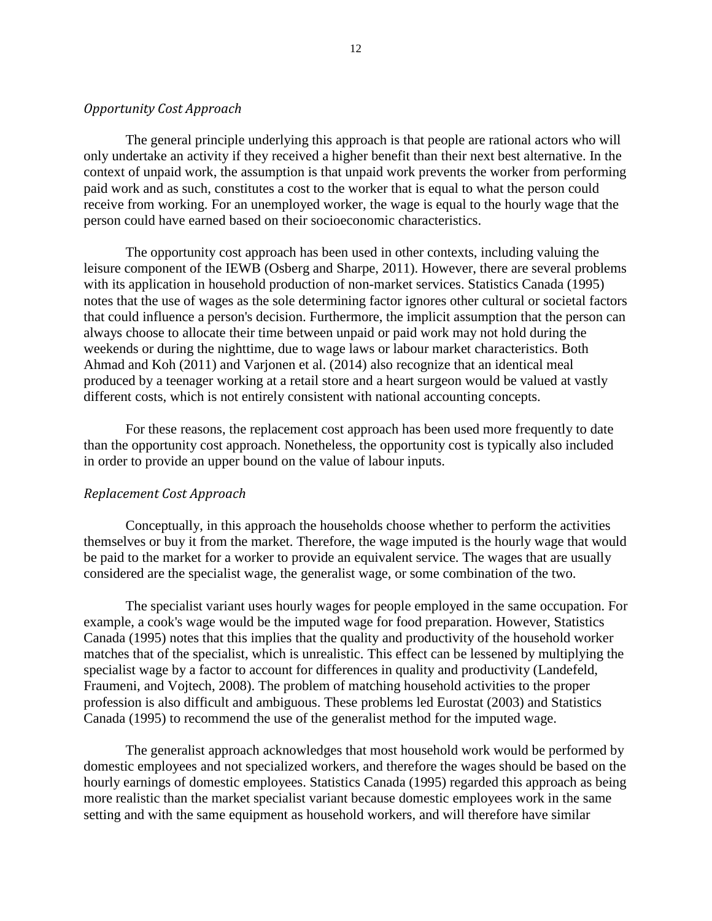*Opportunity Cost Approach*

The general principle underlying this approach is that people are rational actors who will only undertake an activity if they received a higher benefit than their next best alternative. In the context of unpaid work, the assumption is that unpaid work prevents the worker from performing paid work and as such, constitutes a cost to the worker that is equal to what the person could receive from working. For an unemployed worker, the wage is equal to the hourly wage that the person could have earned based on their socioeconomic characteristics.

The opportunity cost approach has been used in other contexts, including valuing the leisure component of the IEWB (Osberg and Sharpe, 2011). However, there are several problems with its application in household production of non-market services. Statistics Canada (1995) notes that the use of wages as the sole determining factor ignores other cultural or societal factors that could influence a person's decision. Furthermore, the implicit assumption that the person can always choose to allocate their time between unpaid or paid work may not hold during the weekends or during the nighttime, due to wage laws or labour market characteristics. Both Ahmad and Koh (2011) and Varjonen et al. (2014) also recognize that an identical meal produced by a teenager working at a retail store and a heart surgeon would be valued at vastly different costs, which is not entirely consistent with national accounting concepts.

For these reasons, the replacement cost approach has been used more frequently to date than the opportunity cost approach. Nonetheless, the opportunity cost is typically also included in order to provide an upper bound on the value of labour inputs.

*Replacement Cost Approach*

Conceptually, in this approach the households choose whether to perform the activities themselves or buy it from the market. Therefore, the wage imputed is the hourly wage that would be paid to the market for a worker to provide an equivalent service. The wages that are usually considered are the specialist wage, the generalist wage, or some combination of the two.

The specialist variant uses hourly wages for people employed in the same occupation. For example, a cook's wage would be the imputed wage for food preparation. However, Statistics Canada (1995) notes that this implies that the quality and productivity of the household worker matches that of the specialist, which is unrealistic. This effect can be lessened by multiplying the specialist wage by a factor to account for differences in quality and productivity (Landefeld, Fraumeni, and Vojtech, 2008). The problem of matching household activities to the proper profession is also difficult and ambiguous. These problems led Eurostat (2003) and Statistics Canada (1995) to recommend the use of the generalist method for the imputed wage.

The generalist approach acknowledges that most household work would be performed by domestic employees and not specialized workers, and therefore the wages should be based on the hourly earnings of domestic employees. Statistics Canada (1995) regarded this approach as being more realistic than the market specialist variant because domestic employees work in the same setting and with the same equipment as household workers, and will therefore have similar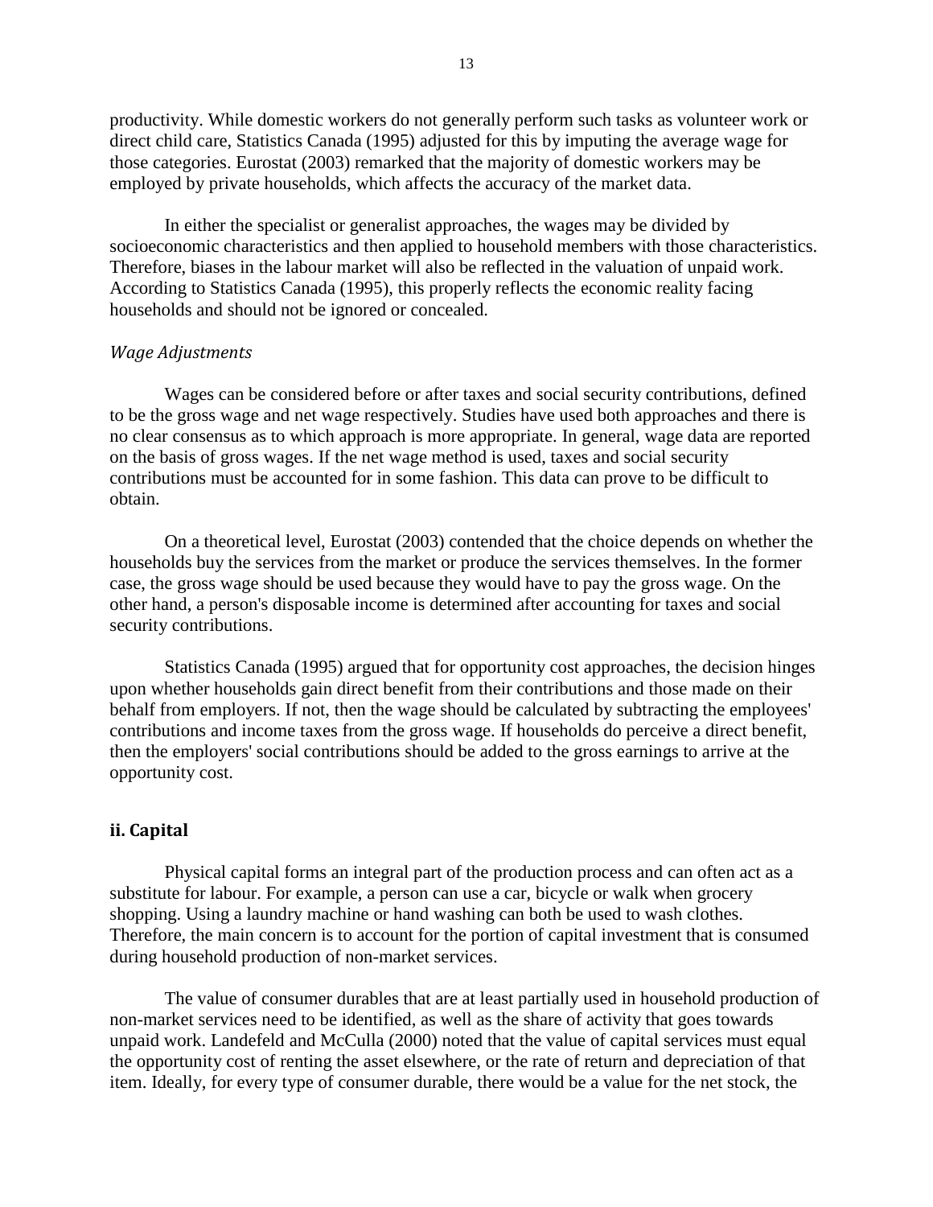productivity. While domestic workers do not generally perform such tasks as volunteer work or direct child care, Statistics Canada (1995) adjusted for this by imputing the average wage for those categories. Eurostat (2003) remarked that the majority of domestic workers may be employed by private households, which affects the accuracy of the market data.

In either the specialist or generalist approaches, the wages may be divided by socioeconomic characteristics and then applied to household members with those characteristics. Therefore, biases in the labour market will also be reflected in the valuation of unpaid work. According to Statistics Canada (1995), this properly reflects the economic reality facing households and should not be ignored or concealed.

*Wage Adjustments*

Wages can be considered before or after taxes and social security contributions, defined to be the gross wage and net wage respectively. Studies have used both approaches and there is no clear consensus as to which approach is more appropriate. In general, wage data are reported on the basis of gross wages. If the net wage method is used, taxes and social security contributions must be accounted for in some fashion. This data can prove to be difficult to obtain.

On a theoretical level, Eurostat (2003) contended that the choice depends on whether the households buy the services from the market or produce the services themselves. In the former case, the gross wage should be used because they would have to pay the gross wage. On the other hand, a person's disposable income is determined after accounting for taxes and social security contributions.

Statistics Canada (1995) argued that for opportunity cost approaches, the decision hinges upon whether households gain direct benefit from their contributions and those made on their behalf from employers. If not, then the wage should be calculated by subtracting the employees' contributions and income taxes from the gross wage. If households do perceive a direct benefit, then the employers' social contributions should be added to the gross earnings to arrive at the opportunity cost.

**ii. Capital**

Physical capital forms an integral part of the production process and can often act as a substitute for labour. For example, a person can use a car, bicycle or walk when grocery shopping. Using a laundry machine or hand washing can both be used to wash clothes. Therefore, the main concern is to account for the portion of capital investment that is consumed during household production of non-market services.

The value of consumer durables that are at least partially used in household production of non-market services need to be identified, as well as the share of activity that goes towards unpaid work. Landefeld and McCulla (2000) noted that the value of capital services must equal the opportunity cost of renting the asset elsewhere, or the rate of return and depreciation of that item. Ideally, for every type of consumer durable, there would be a value for the net stock, the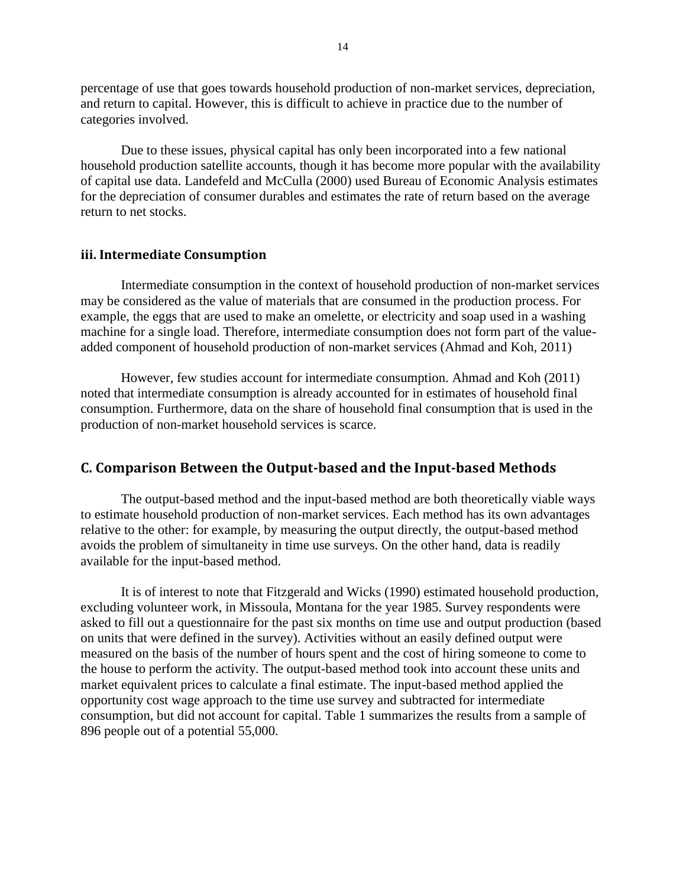percentage of use that goes towards household production of non-market services, depreciation, and return to capital. However, this is difficult to achieve in practice due to the number of categories involved.

Due to these issues, physical capital has only been incorporated into a few national household production satellite accounts, though it has become more popular with the availability of capital use data. Landefeld and McCulla (2000) used Bureau of Economic Analysis estimates for the depreciation of consumer durables and estimates the rate of return based on the average return to net stocks.

### iii. Intermediate Consumption

Intermediate consumption in the context of household production of non-market services may be considered as the value of materials that are consumed in the production process. For example, the eggs that are used to make an omelette, or electricity and soap used in a washing machine for a single load. Therefore, intermediate consumption does not form part of the value-added component of household production of non-market services (Ahmad and Koh, 2011)

However, few studies account for intermediate consumption. Ahmad and Koh (2011) noted that intermediate consumption is already accounted for in estimates of household final consumption. Furthermore, data on the share of household final consumption that is used in the production of non-market household services is scarce.

## C. Comparison Between the Output-based and the Input-based Methods

The output-based method and the input-based method are both theoretically viable ways to estimate household production of non-market services. Each method has its own advantages relative to the other: for example, by measuring the output directly, the output-based method avoids the problem of simultaneity in time use surveys. On the other hand, data is readily available for the input-based method.

It is of interest to note that Fitzgerald and Wicks (1990) estimated household production, excluding volunteer work, in Missoula, Montana for the year 1985. Survey respondents were asked to fill out a questionnaire for the past six months on time use and output production (based on units that were defined in the survey). Activities without an easily defined output were measured on the basis of the number of hours spent and the cost of hiring someone to come to the house to perform the activity. The output-based method took into account these units and market equivalent prices to calculate a final estimate. The input-based method applied the opportunity cost wage approach to the time use survey and subtracted for intermediate consumption, but did not account for capital. Table 1 summarizes the results from a sample of 896 people out of a potential 55,000.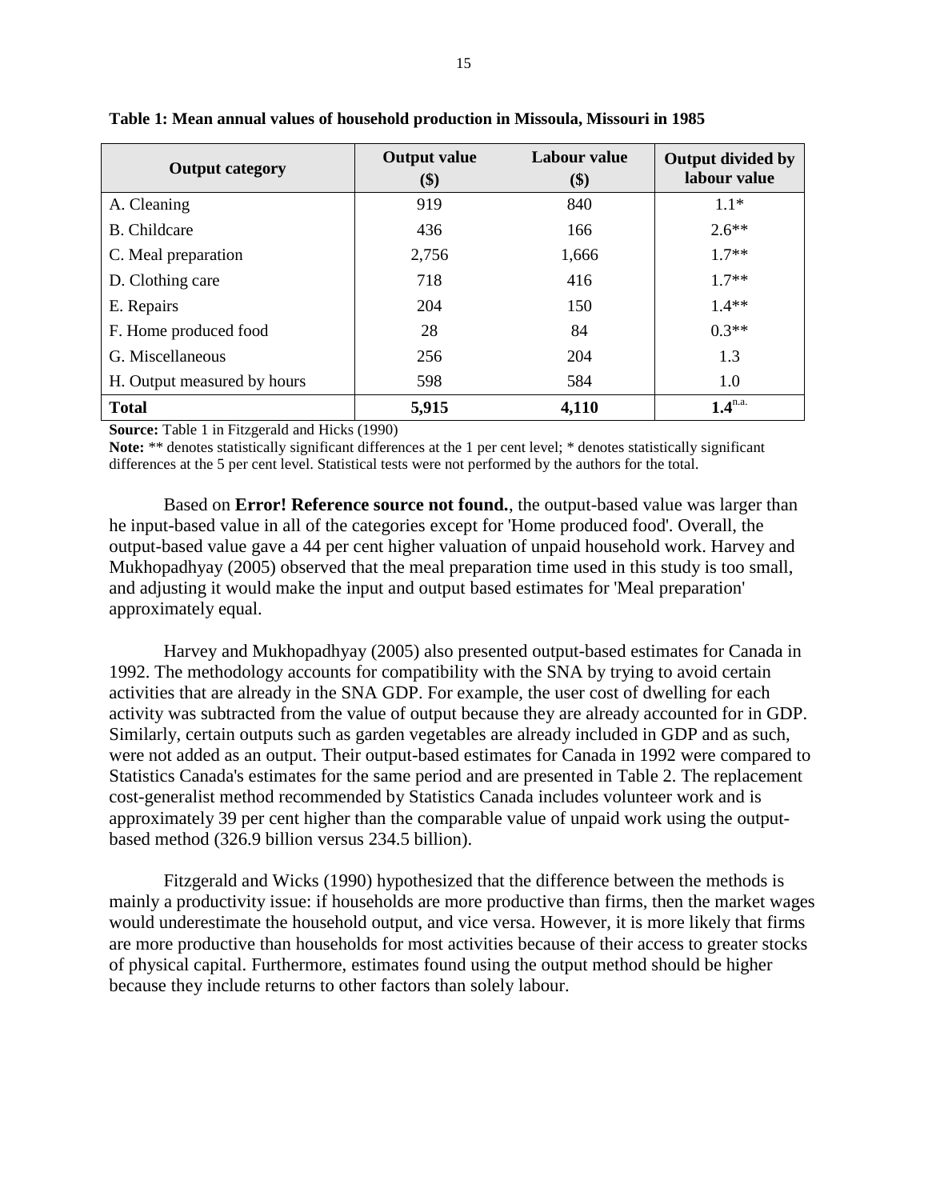**Table 1: Mean annual values of household production in Missoula, Missouri in 1985**

| Output category | Output value ($) | Labour value ($) | Output divided by labour value |
|---|---|---|---|
| A. Cleaning | 919 | 840 | 1.1* |
| B. Childcare | 436 | 166 | 2.6** |
| C. Meal preparation | 2,756 | 1,666 | 1.7** |
| D. Clothing care | 718 | 416 | 1.7** |
| E. Repairs | 204 | 150 | 1.4** |
| F. Home produced food | 28 | 84 | 0.3** |
| G. Miscellaneous | 256 | 204 | 1.3 |
| H. Output measured by hours | 598 | 584 | 1.0 |
| **Total** | **5,915** | **4,110** | **1.4**[n.a.] |

**Source:** Table 1 in Fitzgerald and Hicks (1990)

**Note:** ** denotes statistically significant differences at the 1 per cent level; * denotes statistically significant differences at the 5 per cent level. Statistical tests were not performed by the authors for the total.

Based on **Error! Reference source not found.**, the output-based value was larger than he input-based value in all of the categories except for 'Home produced food'. Overall, the output-based value gave a 44 per cent higher valuation of unpaid household work. Harvey and Mukhopadhyay (2005) observed that the meal preparation time used in this study is too small, and adjusting it would make the input and output based estimates for 'Meal preparation' approximately equal.

Harvey and Mukhopadhyay (2005) also presented output-based estimates for Canada in 1992. The methodology accounts for compatibility with the SNA by trying to avoid certain activities that are already in the SNA GDP. For example, the user cost of dwelling for each activity was subtracted from the value of output because they are already accounted for in GDP. Similarly, certain outputs such as garden vegetables are already included in GDP and as such, were not added as an output. Their output-based estimates for Canada in 1992 were compared to Statistics Canada's estimates for the same period and are presented in Table 2. The replacement cost-generalist method recommended by Statistics Canada includes volunteer work and is approximately 39 per cent higher than the comparable value of unpaid work using the output-based method (326.9 billion versus 234.5 billion).

Fitzgerald and Wicks (1990) hypothesized that the difference between the methods is mainly a productivity issue: if households are more productive than firms, then the market wages would underestimate the household output, and vice versa. However, it is more likely that firms are more productive than households for most activities because of their access to greater stocks of physical capital. Furthermore, estimates found using the output method should be higher because they include returns to other factors than solely labour.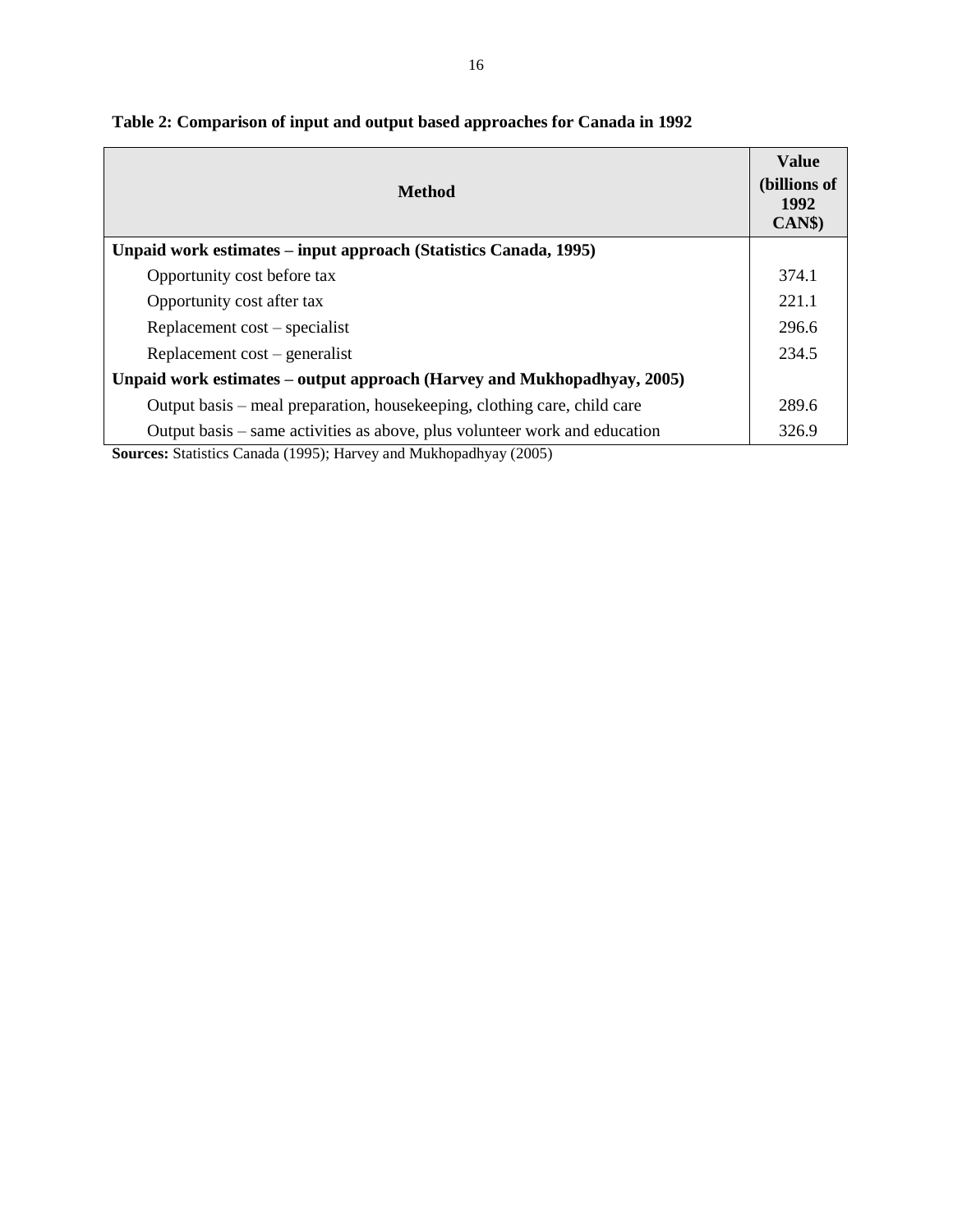**Table 2: Comparison of input and output based approaches for Canada in 1992**

| Method | Value (billions of 1992 CAN$) |
|---|---|
| **Unpaid work estimates – input approach (Statistics Canada, 1995)** | |
| Opportunity cost before tax | 374.1 |
| Opportunity cost after tax | 221.1 |
| Replacement cost – specialist | 296.6 |
| Replacement cost – generalist | 234.5 |
| **Unpaid work estimates – output approach (Harvey and Mukhopadhyay, 2005)** | |
| Output basis – meal preparation, housekeeping, clothing care, child care | 289.6 |
| Output basis – same activities as above, plus volunteer work and education | 326.9 |

**Sources:** Statistics Canada (1995); Harvey and Mukhopadhyay (2005)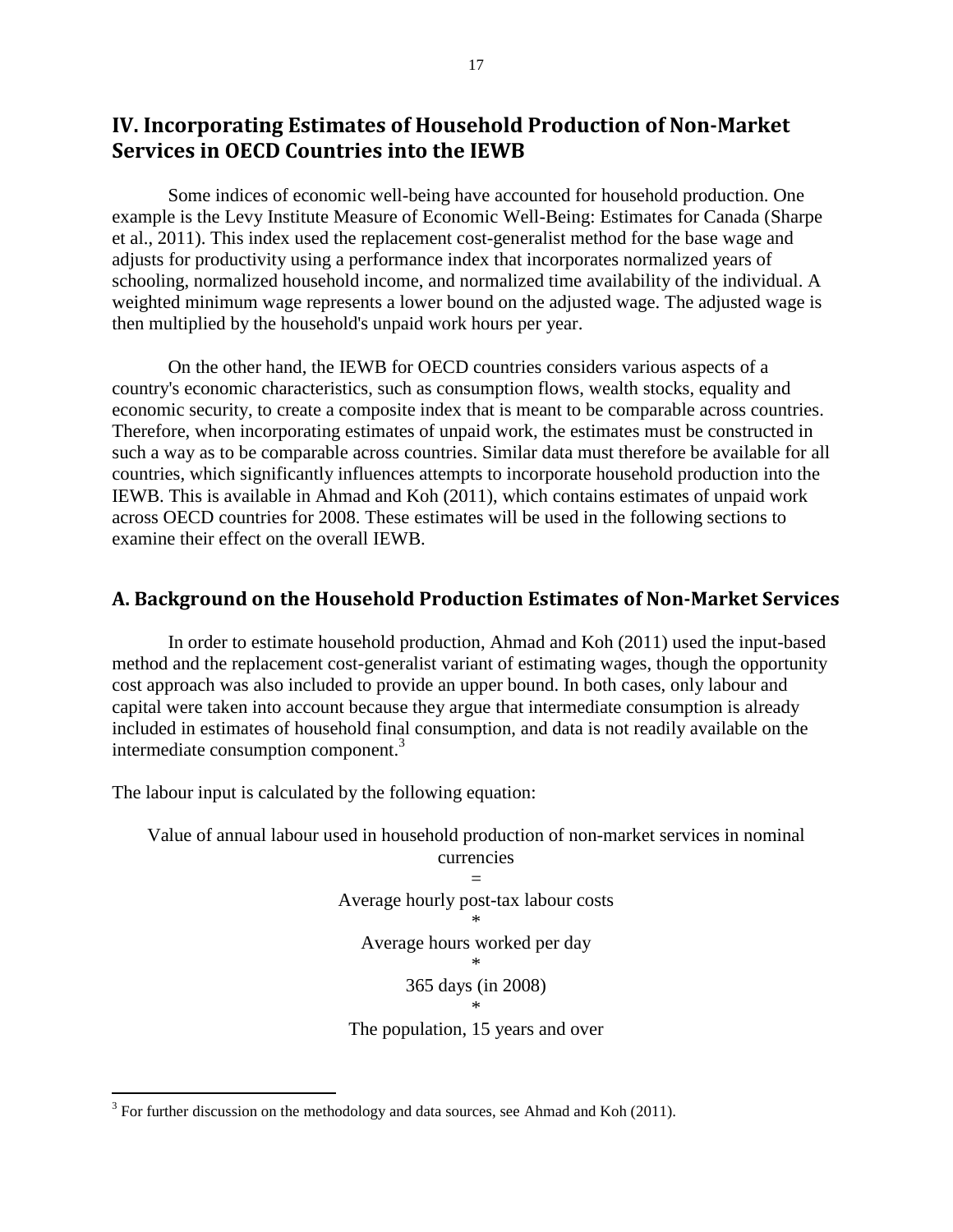## IV. Incorporating Estimates of Household Production of Non-Market Services in OECD Countries into the IEWB

Some indices of economic well-being have accounted for household production. One example is the Levy Institute Measure of Economic Well-Being: Estimates for Canada (Sharpe et al., 2011). This index used the replacement cost-generalist method for the base wage and adjusts for productivity using a performance index that incorporates normalized years of schooling, normalized household income, and normalized time availability of the individual. A weighted minimum wage represents a lower bound on the adjusted wage. The adjusted wage is then multiplied by the household's unpaid work hours per year.

On the other hand, the IEWB for OECD countries considers various aspects of a country's economic characteristics, such as consumption flows, wealth stocks, equality and economic security, to create a composite index that is meant to be comparable across countries. Therefore, when incorporating estimates of unpaid work, the estimates must be constructed in such a way as to be comparable across countries. Similar data must therefore be available for all countries, which significantly influences attempts to incorporate household production into the IEWB. This is available in Ahmad and Koh (2011), which contains estimates of unpaid work across OECD countries for 2008. These estimates will be used in the following sections to examine their effect on the overall IEWB.

### A. Background on the Household Production Estimates of Non-Market Services

In order to estimate household production, Ahmad and Koh (2011) used the input-based method and the replacement cost-generalist variant of estimating wages, though the opportunity cost approach was also included to provide an upper bound. In both cases, only labour and capital were taken into account because they argue that intermediate consumption is already included in estimates of household final consumption, and data is not readily available on the intermediate consumption component.[3]

The labour input is calculated by the following equation:

Value of annual labour used in household production of non-market services in nominal currencies

=

Average hourly post-tax labour costs

*

Average hours worked per day

*

365 days (in 2008)

*

The population, 15 years and over

[3] For further discussion on the methodology and data sources, see Ahmad and Koh (2011).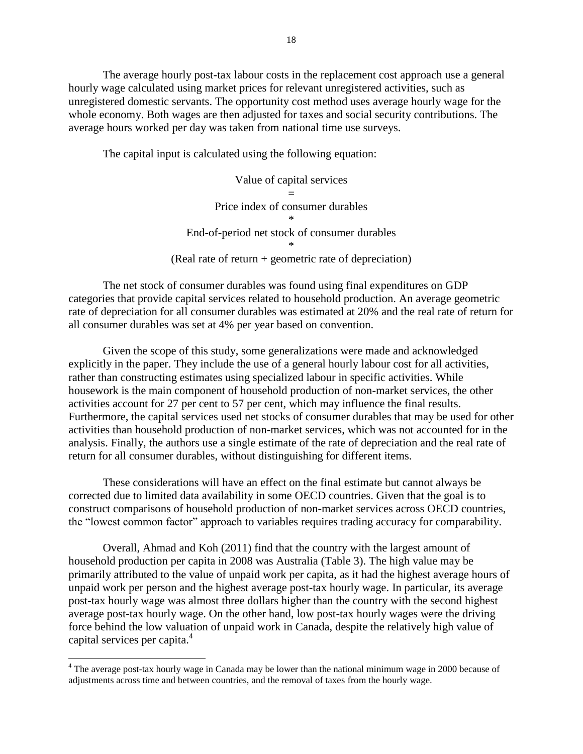The average hourly post-tax labour costs in the replacement cost approach use a general hourly wage calculated using market prices for relevant unregistered activities, such as unregistered domestic servants. The opportunity cost method uses average hourly wage for the whole economy. Both wages are then adjusted for taxes and social security contributions. The average hours worked per day was taken from national time use surveys.

The capital input is calculated using the following equation:

$$
\begin{gathered}
\text{Value of capital services} \\
= \\
\text{Price index of consumer durables} \\
* \\
\text{End-of-period net stock of consumer durables} \\
* \\
(\text{Real rate of return} + \text{geometric rate of depreciation})
\end{gathered}
$$

The net stock of consumer durables was found using final expenditures on GDP categories that provide capital services related to household production. An average geometric rate of depreciation for all consumer durables was estimated at 20% and the real rate of return for all consumer durables was set at 4% per year based on convention.

Given the scope of this study, some generalizations were made and acknowledged explicitly in the paper. They include the use of a general hourly labour cost for all activities, rather than constructing estimates using specialized labour in specific activities. While housework is the main component of household production of non-market services, the other activities account for 27 per cent to 57 per cent, which may influence the final results. Furthermore, the capital services used net stocks of consumer durables that may be used for other activities than household production of non-market services, which was not accounted for in the analysis. Finally, the authors use a single estimate of the rate of depreciation and the real rate of return for all consumer durables, without distinguishing for different items.

These considerations will have an effect on the final estimate but cannot always be corrected due to limited data availability in some OECD countries. Given that the goal is to construct comparisons of household production of non-market services across OECD countries, the "lowest common factor" approach to variables requires trading accuracy for comparability.

Overall, Ahmad and Koh (2011) find that the country with the largest amount of household production per capita in 2008 was Australia (Table 3). The high value may be primarily attributed to the value of unpaid work per capita, as it had the highest average hours of unpaid work per person and the highest average post-tax hourly wage. In particular, its average post-tax hourly wage was almost three dollars higher than the country with the second highest average post-tax hourly wage. On the other hand, low post-tax hourly wages were the driving force behind the low valuation of unpaid work in Canada, despite the relatively high value of capital services per capita.[4]

[4] The average post-tax hourly wage in Canada may be lower than the national minimum wage in 2000 because of adjustments across time and between countries, and the removal of taxes from the hourly wage.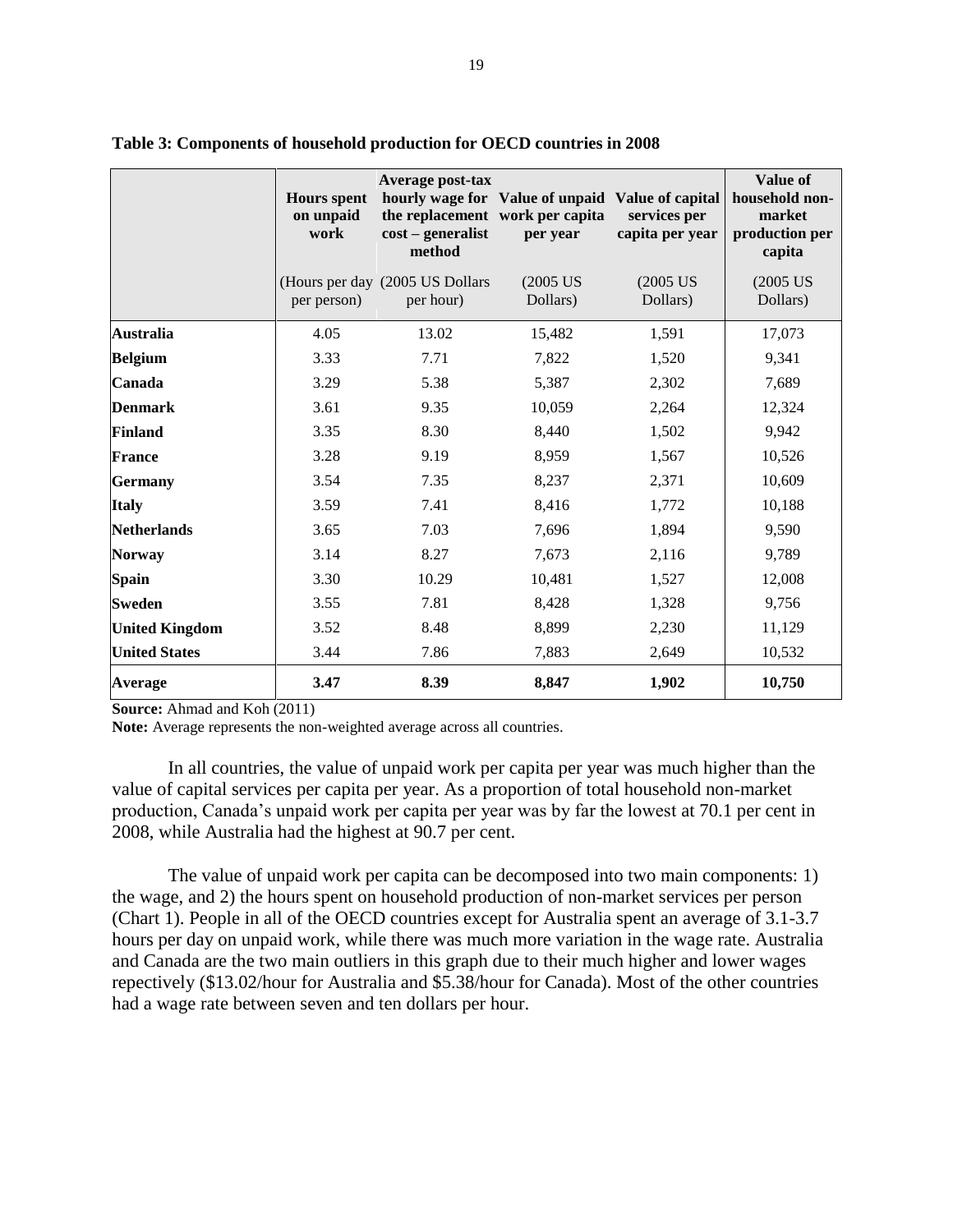**Table 3: Components of household production for OECD countries in 2008**

| | Hours spent on unpaid work | Average post-tax hourly wage for the replacement cost – generalist method | Value of unpaid work per capita per year | Value of capital services per capita per year | Value of household non-market production per capita |
|---|---|---|---|---|---|
| | (Hours per day per person) | (2005 US Dollars per hour) | (2005 US Dollars) | (2005 US Dollars) | (2005 US Dollars) |
| **Australia** | 4.05 | 13.02 | 15,482 | 1,591 | 17,073 |
| **Belgium** | 3.33 | 7.71 | 7,822 | 1,520 | 9,341 |
| **Canada** | 3.29 | 5.38 | 5,387 | 2,302 | 7,689 |
| **Denmark** | 3.61 | 9.35 | 10,059 | 2,264 | 12,324 |
| **Finland** | 3.35 | 8.30 | 8,440 | 1,502 | 9,942 |
| **France** | 3.28 | 9.19 | 8,959 | 1,567 | 10,526 |
| **Germany** | 3.54 | 7.35 | 8,237 | 2,371 | 10,609 |
| **Italy** | 3.59 | 7.41 | 8,416 | 1,772 | 10,188 |
| **Netherlands** | 3.65 | 7.03 | 7,696 | 1,894 | 9,590 |
| **Norway** | 3.14 | 8.27 | 7,673 | 2,116 | 9,789 |
| **Spain** | 3.30 | 10.29 | 10,481 | 1,527 | 12,008 |
| **Sweden** | 3.55 | 7.81 | 8,428 | 1,328 | 9,756 |
| **United Kingdom** | 3.52 | 8.48 | 8,899 | 2,230 | 11,129 |
| **United States** | 3.44 | 7.86 | 7,883 | 2,649 | 10,532 |
| **Average** | **3.47** | **8.39** | **8,847** | **1,902** | **10,750** |

**Source:** Ahmad and Koh (2011)

**Note:** Average represents the non-weighted average across all countries.

In all countries, the value of unpaid work per capita per year was much higher than the value of capital services per capita per year. As a proportion of total household non-market production, Canada's unpaid work per capita per year was by far the lowest at 70.1 per cent in 2008, while Australia had the highest at 90.7 per cent.

The value of unpaid work per capita can be decomposed into two main components: 1) the wage, and 2) the hours spent on household production of non-market services per person (Chart 1). People in all of the OECD countries except for Australia spent an average of 3.1-3.7 hours per day on unpaid work, while there was much more variation in the wage rate. Australia and Canada are the two main outliers in this graph due to their much higher and lower wages repectively ($13.02/hour for Australia and $5.38/hour for Canada). Most of the other countries had a wage rate between seven and ten dollars per hour.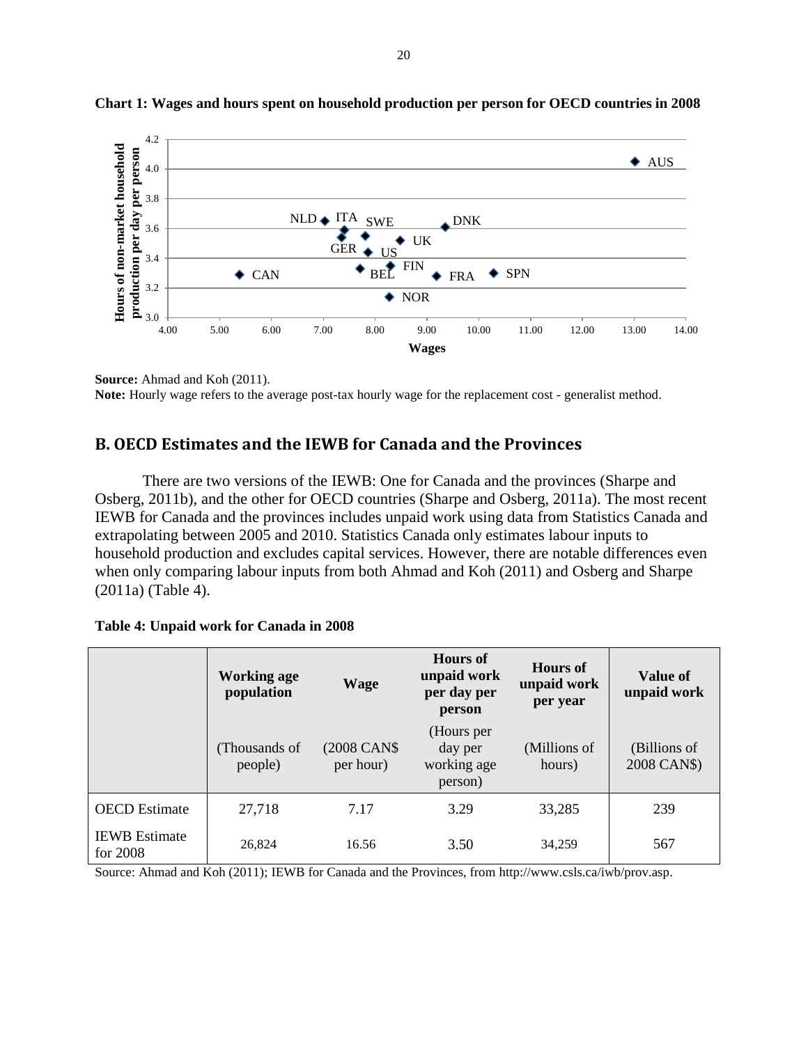**Chart 1: Wages and hours spent on household production per person for OECD countries in 2008**

**Source:** Ahmad and Koh (2011).

**Note:** Hourly wage refers to the average post-tax hourly wage for the replacement cost - generalist method.

## B. OECD Estimates and the IEWB for Canada and the Provinces

There are two versions of the IEWB: One for Canada and the provinces (Sharpe and Osberg, 2011b), and the other for OECD countries (Sharpe and Osberg, 2011a). The most recent IEWB for Canada and the provinces includes unpaid work using data from Statistics Canada and extrapolating between 2005 and 2010. Statistics Canada only estimates labour inputs to household production and excludes capital services. However, there are notable differences even when only comparing labour inputs from both Ahmad and Koh (2011) and Osberg and Sharpe (2011a) (Table 4).

**Table 4: Unpaid work for Canada in 2008**

| | Working age population | Wage | Hours of unpaid work per day per person | Hours of unpaid work per year | Value of unpaid work |
|---|---|---|---|---|---|
| | (Thousands of people) | (2008 CAN$ per hour) | (Hours per day per working age person) | (Millions of hours) | (Billions of 2008 CAN$) |
| OECD Estimate | 27,718 | 7.17 | 3.29 | 33,285 | 239 |
| IEWB Estimate for 2008 | 26,824 | 16.56 | 3.50 | 34,259 | 567 |

Source: Ahmad and Koh (2011); IEWB for Canada and the Provinces, from http://www.csls.ca/iwb/prov.asp.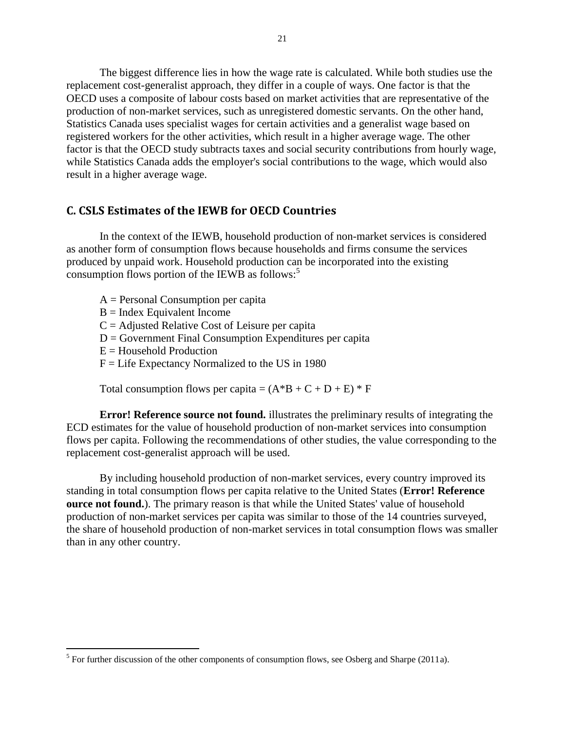The biggest difference lies in how the wage rate is calculated. While both studies use the replacement cost-generalist approach, they differ in a couple of ways. One factor is that the OECD uses a composite of labour costs based on market activities that are representative of the production of non-market services, such as unregistered domestic servants. On the other hand, Statistics Canada uses specialist wages for certain activities and a generalist wage based on registered workers for the other activities, which result in a higher average wage. The other factor is that the OECD study subtracts taxes and social security contributions from hourly wage, while Statistics Canada adds the employer's social contributions to the wage, which would also result in a higher average wage.

## C. CSLS Estimates of the IEWB for OECD Countries

In the context of the IEWB, household production of non-market services is considered as another form of consumption flows because households and firms consume the services produced by unpaid work. Household production can be incorporated into the existing consumption flows portion of the IEWB as follows:[5]

A = Personal Consumption per capita
B = Index Equivalent Income
C = Adjusted Relative Cost of Leisure per capita
D = Government Final Consumption Expenditures per capita
E = Household Production
F = Life Expectancy Normalized to the US in 1980

Total consumption flows per capita = $(A*B + C + D + E) * F$

**Error! Reference source not found.** illustrates the preliminary results of integrating the ECD estimates for the value of household production of non-market services into consumption flows per capita. Following the recommendations of other studies, the value corresponding to the replacement cost-generalist approach will be used.

By including household production of non-market services, every country improved its standing in total consumption flows per capita relative to the United States (**Error! Reference ource not found.**). The primary reason is that while the United States' value of household production of non-market services per capita was similar to those of the 14 countries surveyed, the share of household production of non-market services in total consumption flows was smaller than in any other country.

[5] For further discussion of the other components of consumption flows, see Osberg and Sharpe (2011a).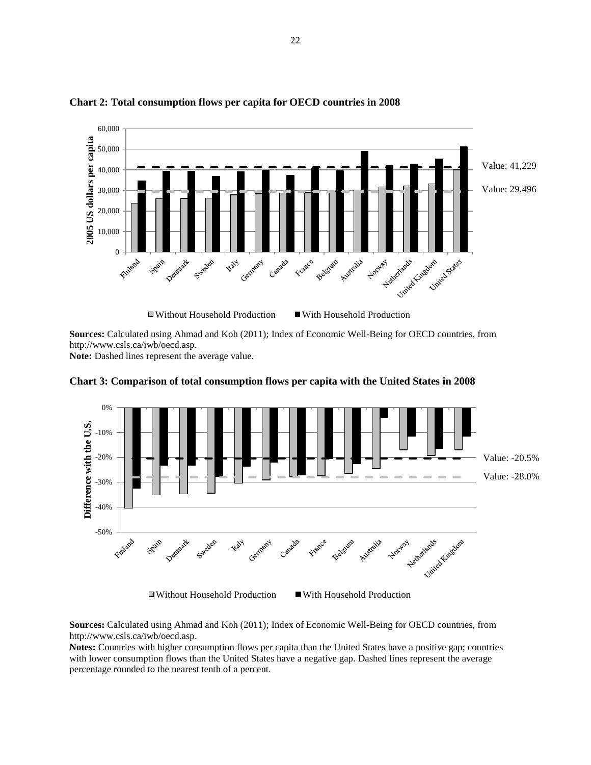**Chart 2: Total consumption flows per capita for OECD countries in 2008**

**Sources:** Calculated using Ahmad and Koh (2011); Index of Economic Well-Being for OECD countries, from http://www.csls.ca/iwb/oecd.asp.
**Note:** Dashed lines represent the average value.

**Chart 3: Comparison of total consumption flows per capita with the United States in 2008**

**Sources:** Calculated using Ahmad and Koh (2011); Index of Economic Well-Being for OECD countries, from http://www.csls.ca/iwb/oecd.asp.
**Notes:** Countries with higher consumption flows per capita than the United States have a positive gap; countries with lower consumption flows than the United States have a negative gap. Dashed lines represent the average percentage rounded to the nearest tenth of a percent.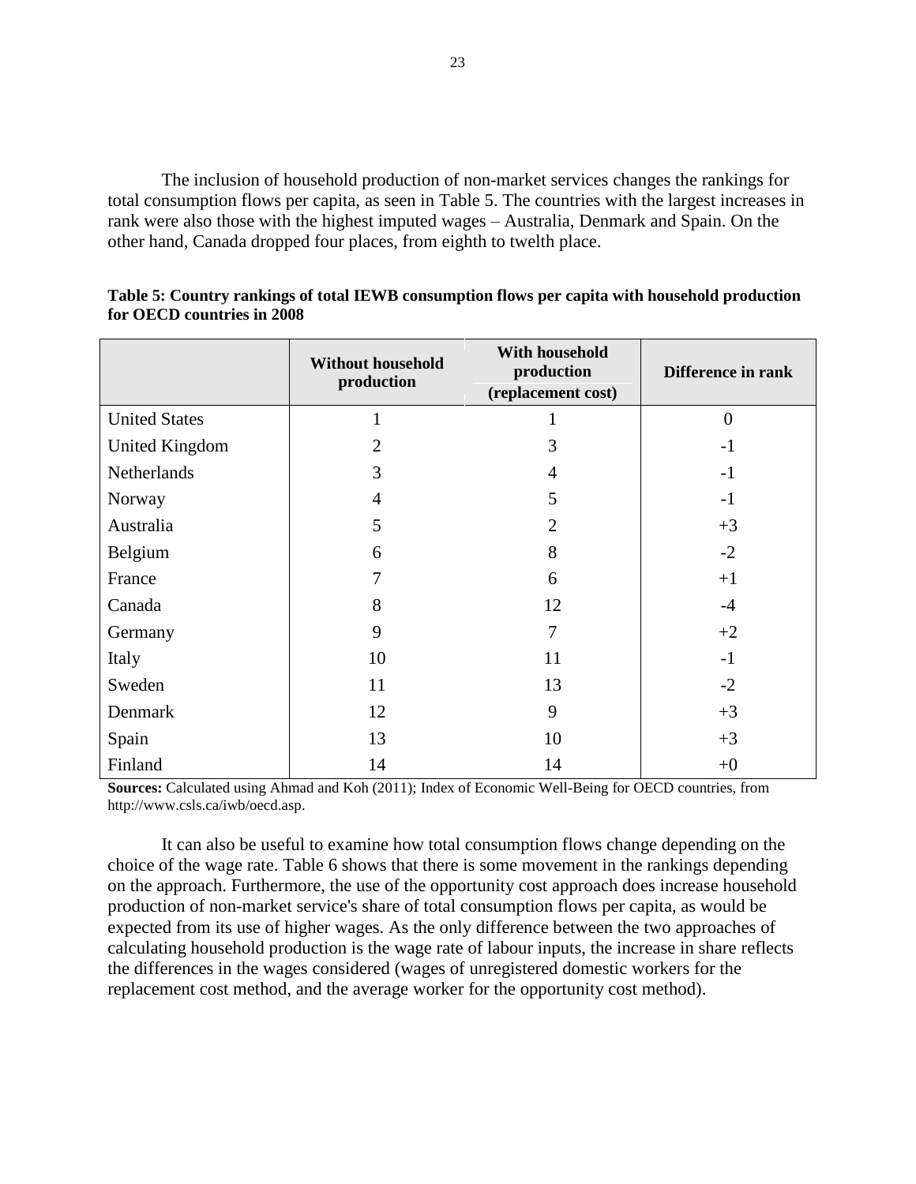The inclusion of household production of non-market services changes the rankings for total consumption flows per capita, as seen in Table 5. The countries with the largest increases in rank were also those with the highest imputed wages – Australia, Denmark and Spain. On the other hand, Canada dropped four places, from eighth to twelth place.

**Table 5: Country rankings of total IEWB consumption flows per capita with household production for OECD countries in 2008**

| | Without household production | With household production (replacement cost) | Difference in rank |
|---|---|---|---|
| United States | 1 | 1 | 0 |
| United Kingdom | 2 | 3 | -1 |
| Netherlands | 3 | 4 | -1 |
| Norway | 4 | 5 | -1 |
| Australia | 5 | 2 | +3 |
| Belgium | 6 | 8 | -2 |
| France | 7 | 6 | +1 |
| Canada | 8 | 12 | -4 |
| Germany | 9 | 7 | +2 |
| Italy | 10 | 11 | -1 |
| Sweden | 11 | 13 | -2 |
| Denmark | 12 | 9 | +3 |
| Spain | 13 | 10 | +3 |
| Finland | 14 | 14 | +0 |

**Sources:** Calculated using Ahmad and Koh (2011); Index of Economic Well-Being for OECD countries, from http://www.csls.ca/iwb/oecd.asp.

It can also be useful to examine how total consumption flows change depending on the choice of the wage rate. Table 6 shows that there is some movement in the rankings depending on the approach. Furthermore, the use of the opportunity cost approach does increase household production of non-market service's share of total consumption flows per capita, as would be expected from its use of higher wages. As the only difference between the two approaches of calculating household production is the wage rate of labour inputs, the increase in share reflects the differences in the wages considered (wages of unregistered domestic workers for the replacement cost method, and the average worker for the opportunity cost method).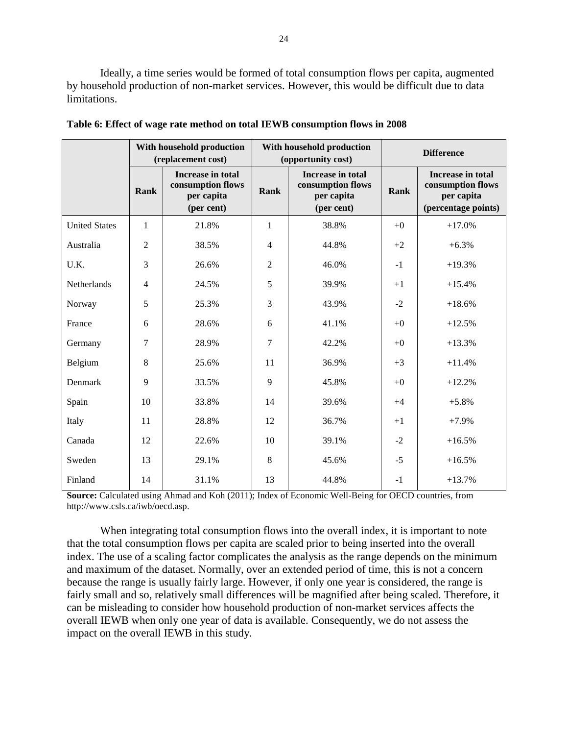Ideally, a time series would be formed of total consumption flows per capita, augmented by household production of non-market services. However, this would be difficult due to data limitations.

**Table 6: Effect of wage rate method on total IEWB consumption flows in 2008**

| | With household production (replacement cost) | | With household production (opportunity cost) | | Difference | |
|---|---|---|---|---|---|---|
| | **Rank** | **Increase in total consumption flows per capita (per cent)** | **Rank** | **Increase in total consumption flows per capita (per cent)** | **Rank** | **Increase in total consumption flows per capita (percentage points)** |
| United States | 1 | 21.8% | 1 | 38.8% | +0 | +17.0% |
| Australia | 2 | 38.5% | 4 | 44.8% | +2 | +6.3% |
| U.K. | 3 | 26.6% | 2 | 46.0% | -1 | +19.3% |
| Netherlands | 4 | 24.5% | 5 | 39.9% | +1 | +15.4% |
| Norway | 5 | 25.3% | 3 | 43.9% | -2 | +18.6% |
| France | 6 | 28.6% | 6 | 41.1% | +0 | +12.5% |
| Germany | 7 | 28.9% | 7 | 42.2% | +0 | +13.3% |
| Belgium | 8 | 25.6% | 11 | 36.9% | +3 | +11.4% |
| Denmark | 9 | 33.5% | 9 | 45.8% | +0 | +12.2% |
| Spain | 10 | 33.8% | 14 | 39.6% | +4 | +5.8% |
| Italy | 11 | 28.8% | 12 | 36.7% | +1 | +7.9% |
| Canada | 12 | 22.6% | 10 | 39.1% | -2 | +16.5% |
| Sweden | 13 | 29.1% | 8 | 45.6% | -5 | +16.5% |
| Finland | 14 | 31.1% | 13 | 44.8% | -1 | +13.7% |

**Source:** Calculated using Ahmad and Koh (2011); Index of Economic Well-Being for OECD countries, from http://www.csls.ca/iwb/oecd.asp.

When integrating total consumption flows into the overall index, it is important to note that the total consumption flows per capita are scaled prior to being inserted into the overall index. The use of a scaling factor complicates the analysis as the range depends on the minimum and maximum of the dataset. Normally, over an extended period of time, this is not a concern because the range is usually fairly large. However, if only one year is considered, the range is fairly small and so, relatively small differences will be magnified after being scaled. Therefore, it can be misleading to consider how household production of non-market services affects the overall IEWB when only one year of data is available. Consequently, we do not assess the impact on the overall IEWB in this study.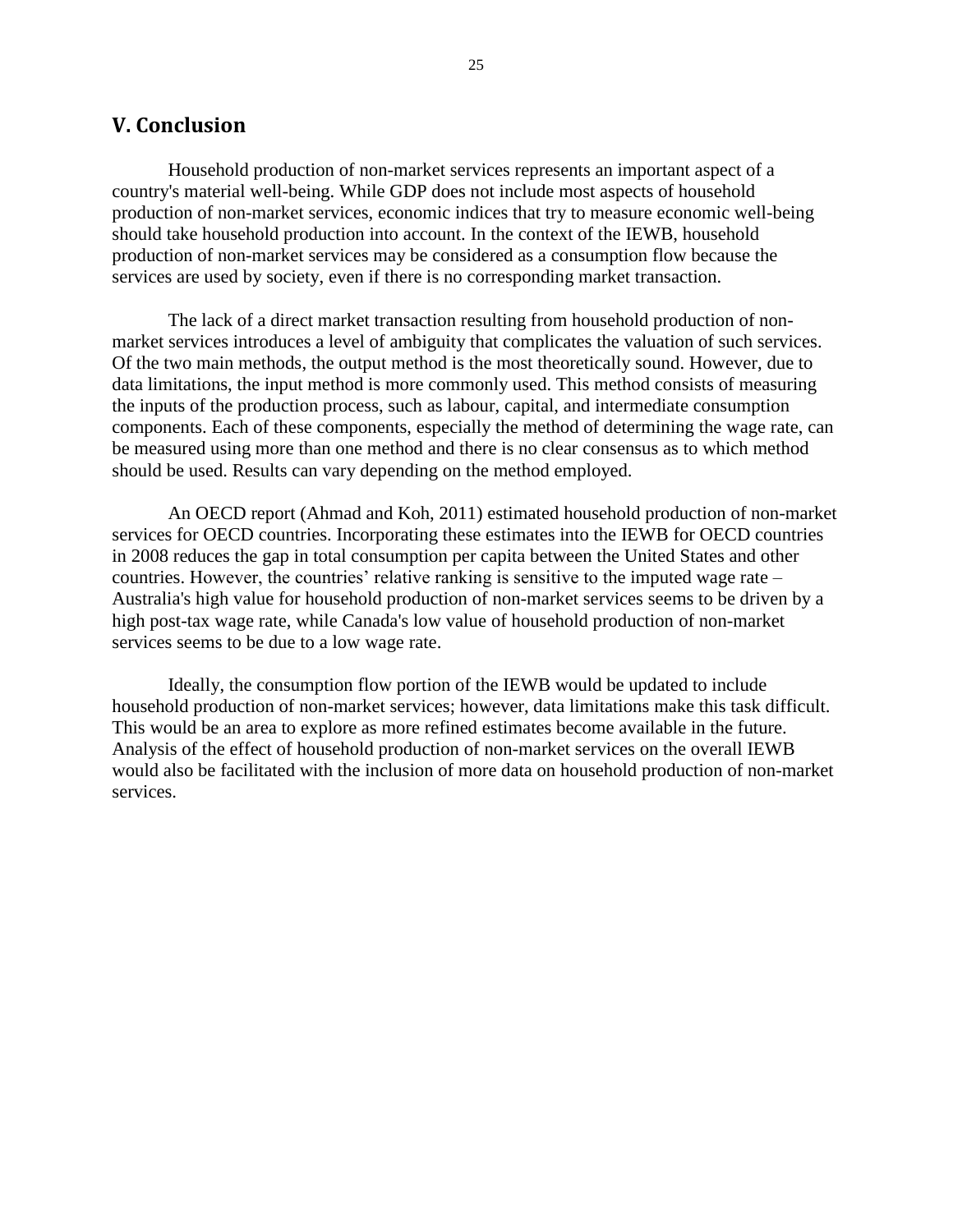## V. Conclusion

Household production of non-market services represents an important aspect of a country's material well-being. While GDP does not include most aspects of household production of non-market services, economic indices that try to measure economic well-being should take household production into account. In the context of the IEWB, household production of non-market services may be considered as a consumption flow because the services are used by society, even if there is no corresponding market transaction.

The lack of a direct market transaction resulting from household production of non-market services introduces a level of ambiguity that complicates the valuation of such services. Of the two main methods, the output method is the most theoretically sound. However, due to data limitations, the input method is more commonly used. This method consists of measuring the inputs of the production process, such as labour, capital, and intermediate consumption components. Each of these components, especially the method of determining the wage rate, can be measured using more than one method and there is no clear consensus as to which method should be used. Results can vary depending on the method employed.

An OECD report (Ahmad and Koh, 2011) estimated household production of non-market services for OECD countries. Incorporating these estimates into the IEWB for OECD countries in 2008 reduces the gap in total consumption per capita between the United States and other countries. However, the countries' relative ranking is sensitive to the imputed wage rate – Australia's high value for household production of non-market services seems to be driven by a high post-tax wage rate, while Canada's low value of household production of non-market services seems to be due to a low wage rate.

Ideally, the consumption flow portion of the IEWB would be updated to include household production of non-market services; however, data limitations make this task difficult. This would be an area to explore as more refined estimates become available in the future. Analysis of the effect of household production of non-market services on the overall IEWB would also be facilitated with the inclusion of more data on household production of non-market services.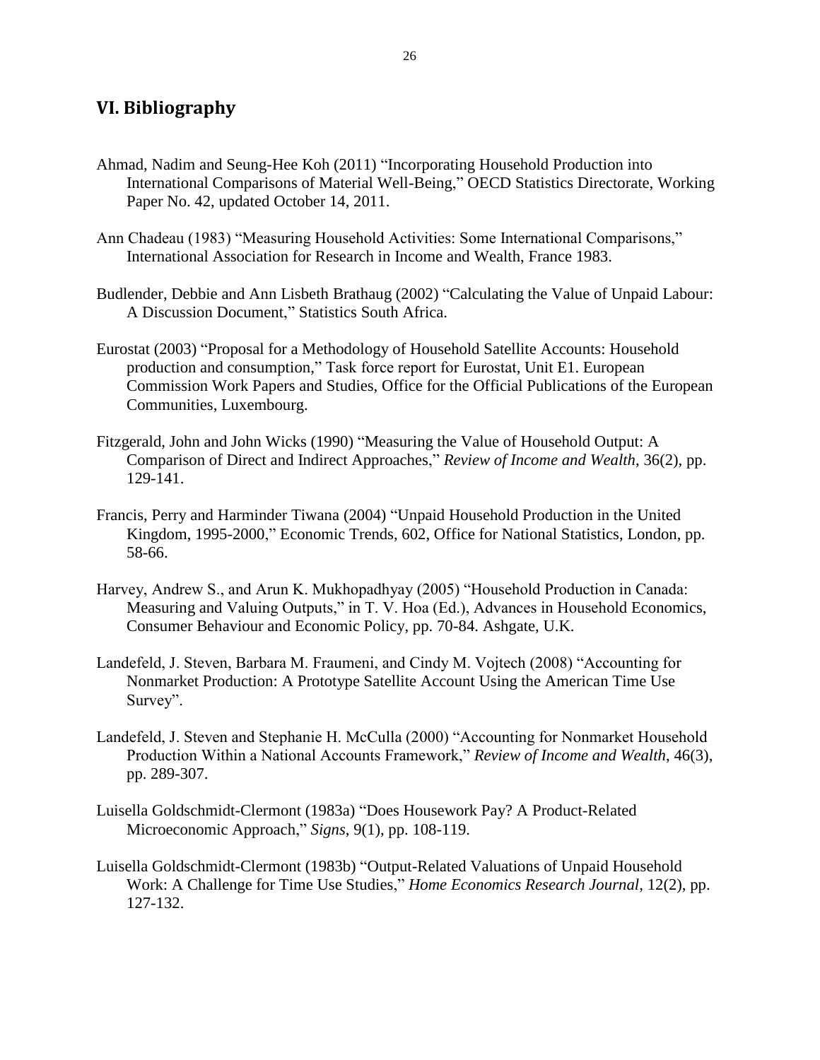## VI. Bibliography

Ahmad, Nadim and Seung-Hee Koh (2011) "Incorporating Household Production into International Comparisons of Material Well-Being," OECD Statistics Directorate, Working Paper No. 42, updated October 14, 2011.

Ann Chadeau (1983) "Measuring Household Activities: Some International Comparisons," International Association for Research in Income and Wealth, France 1983.

Budlender, Debbie and Ann Lisbeth Brathaug (2002) "Calculating the Value of Unpaid Labour: A Discussion Document," Statistics South Africa.

Eurostat (2003) "Proposal for a Methodology of Household Satellite Accounts: Household production and consumption," Task force report for Eurostat, Unit E1. European Commission Work Papers and Studies, Office for the Official Publications of the European Communities, Luxembourg.

Fitzgerald, John and John Wicks (1990) "Measuring the Value of Household Output: A Comparison of Direct and Indirect Approaches," *Review of Income and Wealth*, 36(2), pp. 129-141.

Francis, Perry and Harminder Tiwana (2004) "Unpaid Household Production in the United Kingdom, 1995-2000," Economic Trends, 602, Office for National Statistics, London, pp. 58-66.

Harvey, Andrew S., and Arun K. Mukhopadhyay (2005) "Household Production in Canada: Measuring and Valuing Outputs," in T. V. Hoa (Ed.), Advances in Household Economics, Consumer Behaviour and Economic Policy, pp. 70-84. Ashgate, U.K.

Landefeld, J. Steven, Barbara M. Fraumeni, and Cindy M. Vojtech (2008) "Accounting for Nonmarket Production: A Prototype Satellite Account Using the American Time Use Survey".

Landefeld, J. Steven and Stephanie H. McCulla (2000) "Accounting for Nonmarket Household Production Within a National Accounts Framework," *Review of Income and Wealth*, 46(3), pp. 289-307.

Luisella Goldschmidt-Clermont (1983a) "Does Housework Pay? A Product-Related Microeconomic Approach," *Signs*, 9(1), pp. 108-119.

Luisella Goldschmidt-Clermont (1983b) "Output-Related Valuations of Unpaid Household Work: A Challenge for Time Use Studies," *Home Economics Research Journal*, 12(2), pp. 127-132.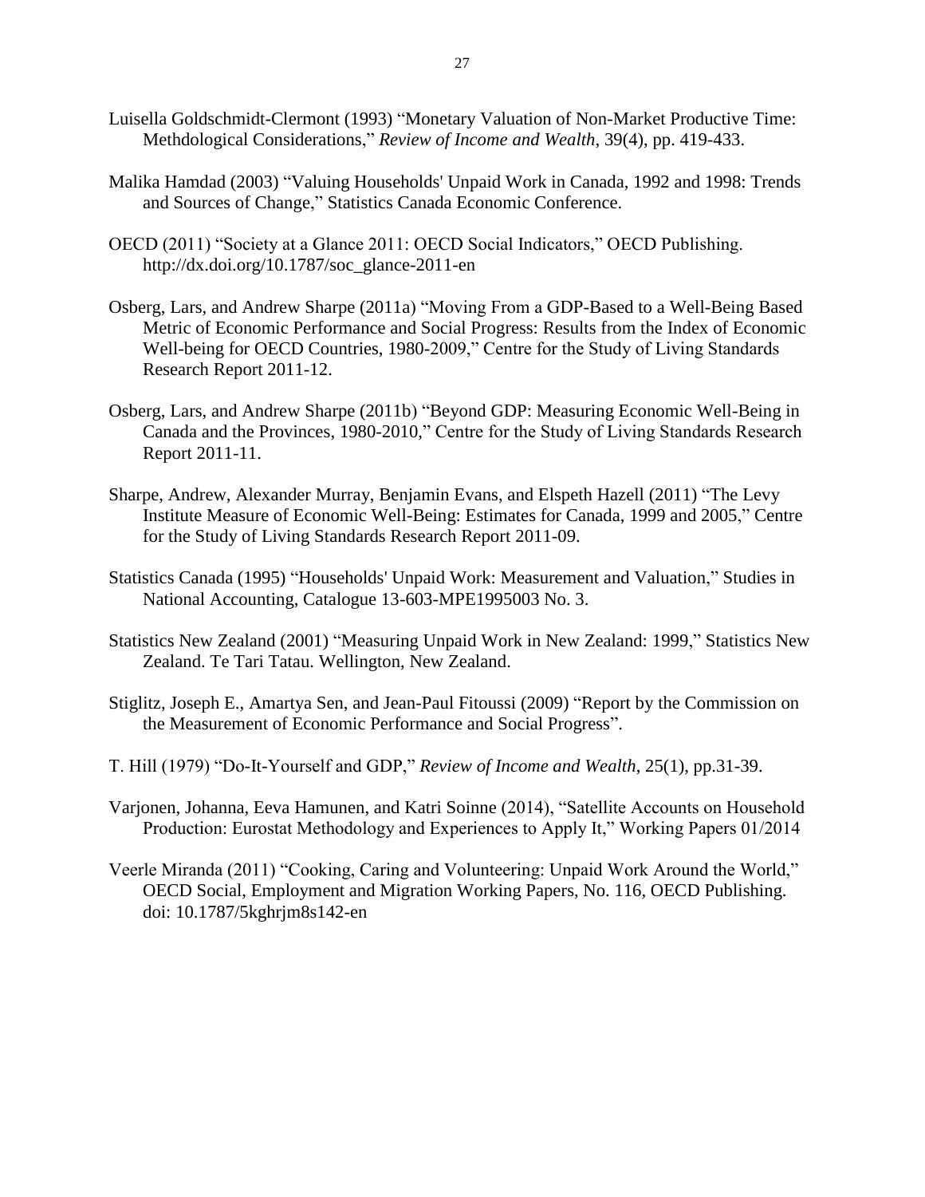Luisella Goldschmidt-Clermont (1993) "Monetary Valuation of Non-Market Productive Time: Methdological Considerations," *Review of Income and Wealth*, 39(4), pp. 419-433.

Malika Hamdad (2003) "Valuing Households' Unpaid Work in Canada, 1992 and 1998: Trends and Sources of Change," Statistics Canada Economic Conference.

OECD (2011) "Society at a Glance 2011: OECD Social Indicators," OECD Publishing. http://dx.doi.org/10.1787/soc_glance-2011-en

Osberg, Lars, and Andrew Sharpe (2011a) "Moving From a GDP-Based to a Well-Being Based Metric of Economic Performance and Social Progress: Results from the Index of Economic Well-being for OECD Countries, 1980-2009," Centre for the Study of Living Standards Research Report 2011-12.

Osberg, Lars, and Andrew Sharpe (2011b) "Beyond GDP: Measuring Economic Well-Being in Canada and the Provinces, 1980-2010," Centre for the Study of Living Standards Research Report 2011-11.

Sharpe, Andrew, Alexander Murray, Benjamin Evans, and Elspeth Hazell (2011) "The Levy Institute Measure of Economic Well-Being: Estimates for Canada, 1999 and 2005," Centre for the Study of Living Standards Research Report 2011-09.

Statistics Canada (1995) "Households' Unpaid Work: Measurement and Valuation," Studies in National Accounting, Catalogue 13-603-MPE1995003 No. 3.

Statistics New Zealand (2001) "Measuring Unpaid Work in New Zealand: 1999," Statistics New Zealand. Te Tari Tatau. Wellington, New Zealand.

Stiglitz, Joseph E., Amartya Sen, and Jean-Paul Fitoussi (2009) "Report by the Commission on the Measurement of Economic Performance and Social Progress".

T. Hill (1979) "Do-It-Yourself and GDP," *Review of Income and Wealth*, 25(1), pp.31-39.

Varjonen, Johanna, Eeva Hamunen, and Katri Soinne (2014), "Satellite Accounts on Household Production: Eurostat Methodology and Experiences to Apply It," Working Papers 01/2014

Veerle Miranda (2011) "Cooking, Caring and Volunteering: Unpaid Work Around the World," OECD Social, Employment and Migration Working Papers, No. 116, OECD Publishing. doi: 10.1787/5kghrjm8s142-en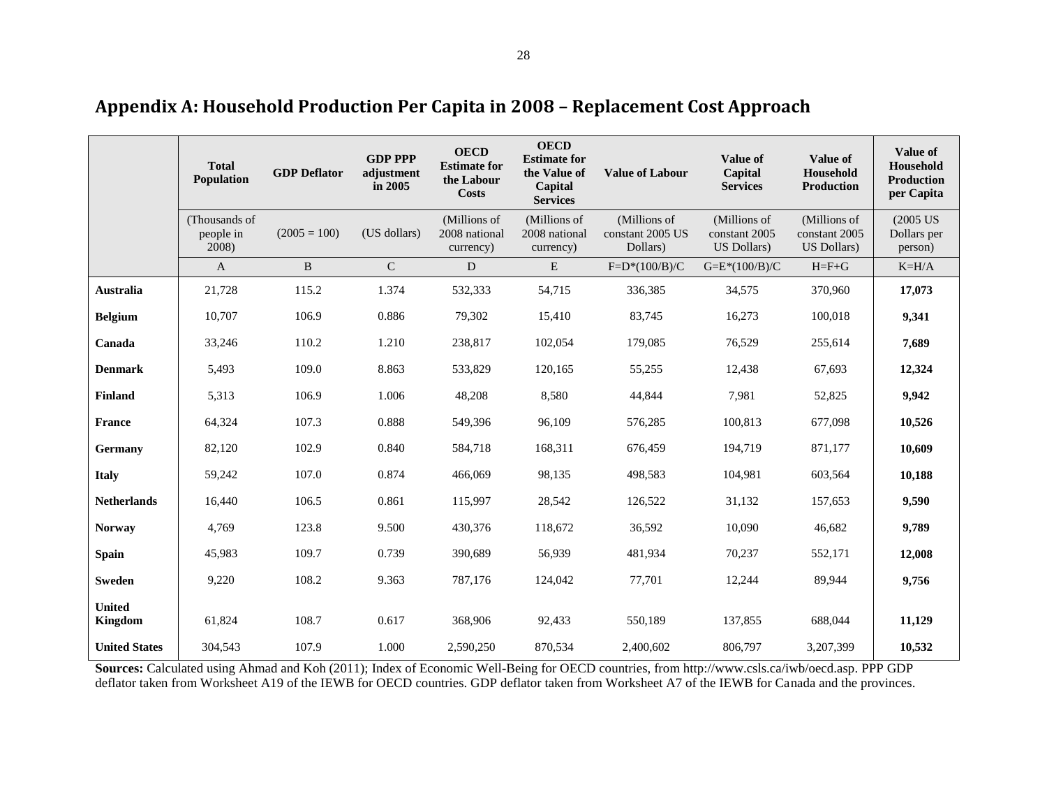# Appendix A: Household Production Per Capita in 2008 – Replacement Cost Approach

| | **Total Population** | **GDP Deflator** | **GDP PPP adjustment in 2005** | **OECD Estimate for the Labour Costs** | **OECD Estimate for the Value of Capital Services** | **Value of Labour** | **Value of Capital Services** | **Value of Household Production** | **Value of Household Production per Capita** |
|---|---|---|---|---|---|---|---|---|---|
| | (Thousands of people in 2008) | (2005 = 100) | (US dollars) | (Millions of 2008 national currency) | (Millions of 2008 national currency) | (Millions of constant 2005 US Dollars) | (Millions of constant 2005 US Dollars) | (Millions of constant 2005 US Dollars) | (2005 US Dollars per person) |
| | A | B | C | D | E | F=D*(100/B)/C | G=E*(100/B)/C | H=F+G | K=H/A |
| **Australia** | 21,728 | 115.2 | 1.374 | 532,333 | 54,715 | 336,385 | 34,575 | 370,960 | **17,073** |
| **Belgium** | 10,707 | 106.9 | 0.886 | 79,302 | 15,410 | 83,745 | 16,273 | 100,018 | **9,341** |
| **Canada** | 33,246 | 110.2 | 1.210 | 238,817 | 102,054 | 179,085 | 76,529 | 255,614 | **7,689** |
| **Denmark** | 5,493 | 109.0 | 8.863 | 533,829 | 120,165 | 55,255 | 12,438 | 67,693 | **12,324** |
| **Finland** | 5,313 | 106.9 | 1.006 | 48,208 | 8,580 | 44,844 | 7,981 | 52,825 | **9,942** |
| **France** | 64,324 | 107.3 | 0.888 | 549,396 | 96,109 | 576,285 | 100,813 | 677,098 | **10,526** |
| **Germany** | 82,120 | 102.9 | 0.840 | 584,718 | 168,311 | 676,459 | 194,719 | 871,177 | **10,609** |
| **Italy** | 59,242 | 107.0 | 0.874 | 466,069 | 98,135 | 498,583 | 104,981 | 603,564 | **10,188** |
| **Netherlands** | 16,440 | 106.5 | 0.861 | 115,997 | 28,542 | 126,522 | 31,132 | 157,653 | **9,590** |
| **Norway** | 4,769 | 123.8 | 9.500 | 430,376 | 118,672 | 36,592 | 10,090 | 46,682 | **9,789** |
| **Spain** | 45,983 | 109.7 | 0.739 | 390,689 | 56,939 | 481,934 | 70,237 | 552,171 | **12,008** |
| **Sweden** | 9,220 | 108.2 | 9.363 | 787,176 | 124,042 | 77,701 | 12,244 | 89,944 | **9,756** |
| **United Kingdom** | 61,824 | 108.7 | 0.617 | 368,906 | 92,433 | 550,189 | 137,855 | 688,044 | **11,129** |
| **United States** | 304,543 | 107.9 | 1.000 | 2,590,250 | 870,534 | 2,400,602 | 806,797 | 3,207,399 | **10,532** |

**Sources:** Calculated using Ahmad and Koh (2011); Index of Economic Well-Being for OECD countries, from http://www.csls.ca/iwb/oecd.asp. PPP GDP deflator taken from Worksheet A19 of the IEWB for OECD countries. GDP deflator taken from Worksheet A7 of the IEWB for Canada and the provinces.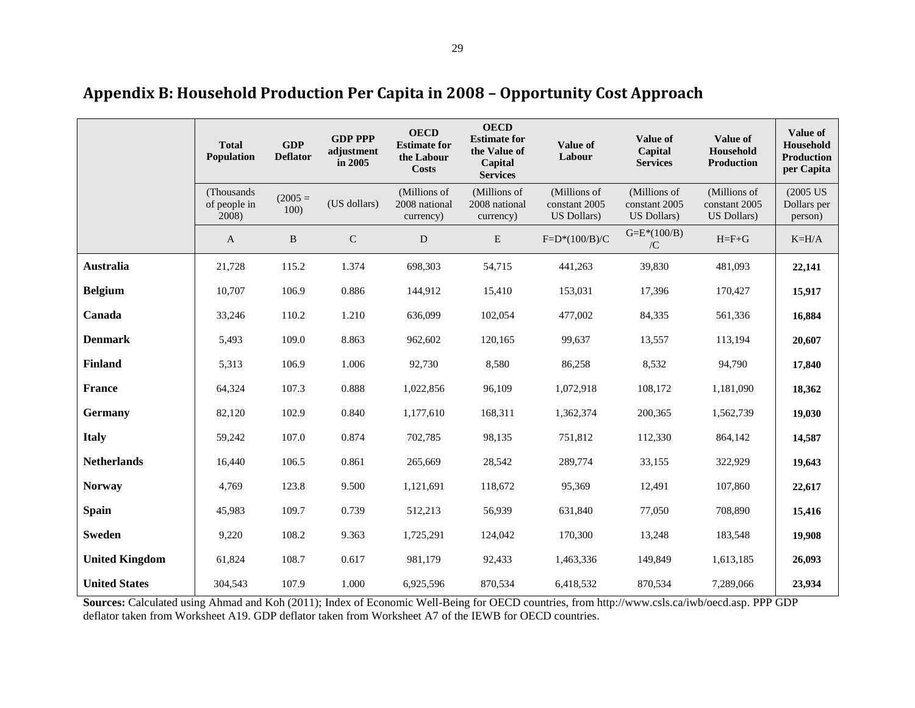## Appendix B: Household Production Per Capita in 2008 – Opportunity Cost Approach

| | Total Population | GDP Deflator | GDP PPP adjustment in 2005 | OECD Estimate for the Labour Costs | OECD Estimate for the Value of Capital Services | Value of Labour | Value of Capital Services | Value of Household Production | Value of Household Production per Capita |
|---|---|---|---|---|---|---|---|---|---|
| | (Thousands of people in 2008) | (2005 = 100) | (US dollars) | (Millions of 2008 national currency) | (Millions of 2008 national currency) | (Millions of constant 2005 US Dollars) | (Millions of constant 2005 US Dollars) | (Millions of constant 2005 US Dollars) | (2005 US Dollars per person) |
| | A | B | C | D | E | F=D*(100/B)/C | G=E*(100/B)/C | H=F+G | K=H/A |
| **Australia** | 21,728 | 115.2 | 1.374 | 698,303 | 54,715 | 441,263 | 39,830 | 481,093 | **22,141** |
| **Belgium** | 10,707 | 106.9 | 0.886 | 144,912 | 15,410 | 153,031 | 17,396 | 170,427 | **15,917** |
| **Canada** | 33,246 | 110.2 | 1.210 | 636,099 | 102,054 | 477,002 | 84,335 | 561,336 | **16,884** |
| **Denmark** | 5,493 | 109.0 | 8.863 | 962,602 | 120,165 | 99,637 | 13,557 | 113,194 | **20,607** |
| **Finland** | 5,313 | 106.9 | 1.006 | 92,730 | 8,580 | 86,258 | 8,532 | 94,790 | **17,840** |
| **France** | 64,324 | 107.3 | 0.888 | 1,022,856 | 96,109 | 1,072,918 | 108,172 | 1,181,090 | **18,362** |
| **Germany** | 82,120 | 102.9 | 0.840 | 1,177,610 | 168,311 | 1,362,374 | 200,365 | 1,562,739 | **19,030** |
| **Italy** | 59,242 | 107.0 | 0.874 | 702,785 | 98,135 | 751,812 | 112,330 | 864,142 | **14,587** |
| **Netherlands** | 16,440 | 106.5 | 0.861 | 265,669 | 28,542 | 289,774 | 33,155 | 322,929 | **19,643** |
| **Norway** | 4,769 | 123.8 | 9.500 | 1,121,691 | 118,672 | 95,369 | 12,491 | 107,860 | **22,617** |
| **Spain** | 45,983 | 109.7 | 0.739 | 512,213 | 56,939 | 631,840 | 77,050 | 708,890 | **15,416** |
| **Sweden** | 9,220 | 108.2 | 9.363 | 1,725,291 | 124,042 | 170,300 | 13,248 | 183,548 | **19,908** |
| **United Kingdom** | 61,824 | 108.7 | 0.617 | 981,179 | 92,433 | 1,463,336 | 149,849 | 1,613,185 | **26,093** |
| **United States** | 304,543 | 107.9 | 1.000 | 6,925,596 | 870,534 | 6,418,532 | 870,534 | 7,289,066 | **23,934** |

**Sources:** Calculated using Ahmad and Koh (2011); Index of Economic Well-Being for OECD countries, from http://www.csls.ca/iwb/oecd.asp. PPP GDP deflator taken from Worksheet A19. GDP deflator taken from Worksheet A7 of the IEWB for OECD countries.